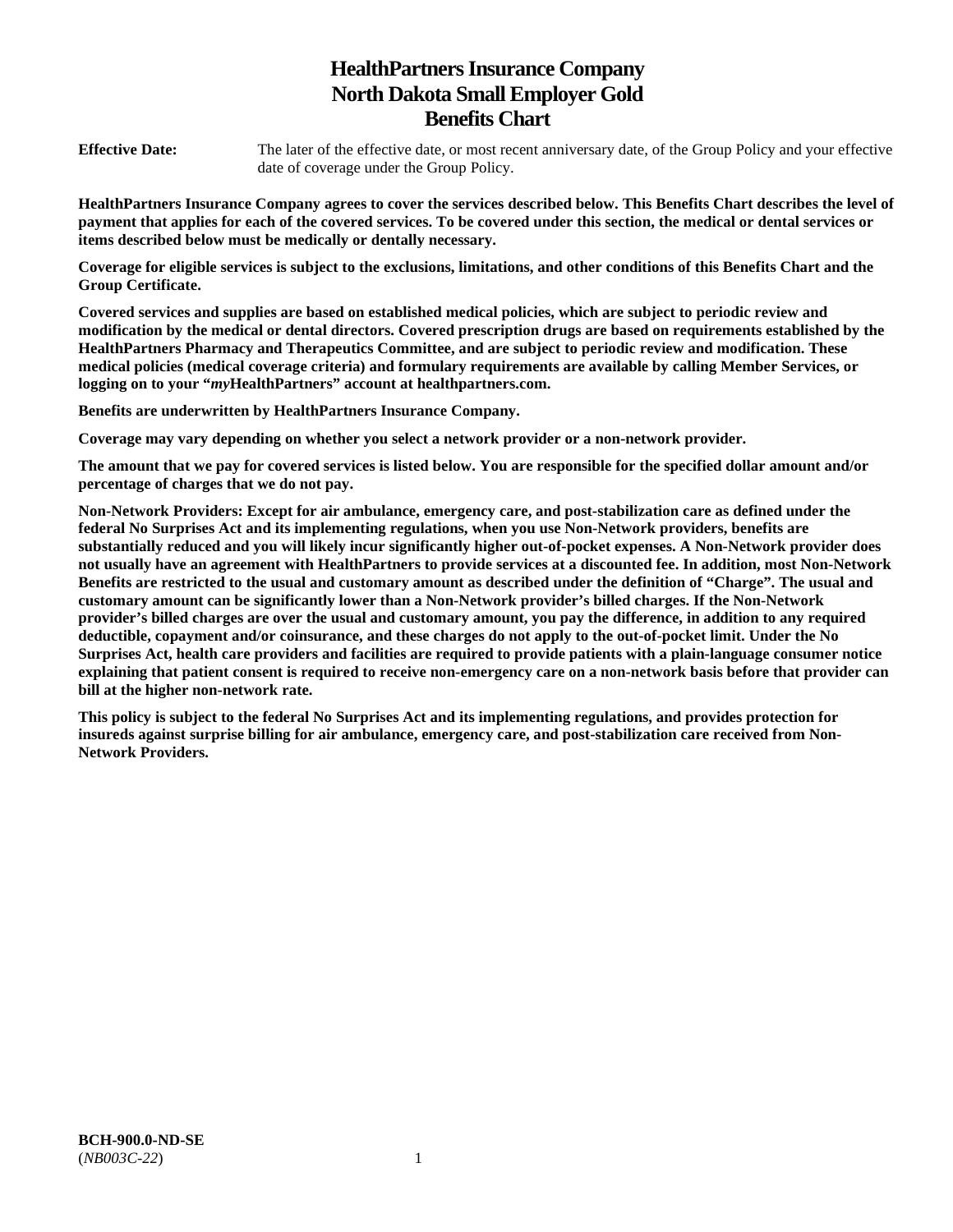# HealthPartners Insurance Company
# North Dakota Small Employer Gold
# Benefits Chart

**Effective Date:** The later of the effective date, or most recent anniversary date, of the Group Policy and your effective date of coverage under the Group Policy.

**HealthPartners Insurance Company agrees to cover the services described below. This Benefits Chart describes the level of payment that applies for each of the covered services. To be covered under this section, the medical or dental services or items described below must be medically or dentally necessary.**

**Coverage for eligible services is subject to the exclusions, limitations, and other conditions of this Benefits Chart and the Group Certificate.**

**Covered services and supplies are based on established medical policies, which are subject to periodic review and modification by the medical or dental directors. Covered prescription drugs are based on requirements established by the HealthPartners Pharmacy and Therapeutics Committee, and are subject to periodic review and modification. These medical policies (medical coverage criteria) and formulary requirements are available by calling Member Services, or logging on to your "*my*HealthPartners" account at healthpartners.com.**

**Benefits are underwritten by HealthPartners Insurance Company.**

**Coverage may vary depending on whether you select a network provider or a non-network provider.**

**The amount that we pay for covered services is listed below. You are responsible for the specified dollar amount and/or percentage of charges that we do not pay.**

**Non-Network Providers: Except for air ambulance, emergency care, and post-stabilization care as defined under the federal No Surprises Act and its implementing regulations, when you use Non-Network providers, benefits are substantially reduced and you will likely incur significantly higher out-of-pocket expenses. A Non-Network provider does not usually have an agreement with HealthPartners to provide services at a discounted fee. In addition, most Non-Network Benefits are restricted to the usual and customary amount as described under the definition of "Charge". The usual and customary amount can be significantly lower than a Non-Network provider's billed charges. If the Non-Network provider's billed charges are over the usual and customary amount, you pay the difference, in addition to any required deductible, copayment and/or coinsurance, and these charges do not apply to the out-of-pocket limit. Under the No Surprises Act, health care providers and facilities are required to provide patients with a plain-language consumer notice explaining that patient consent is required to receive non-emergency care on a non-network basis before that provider can bill at the higher non-network rate.**

**This policy is subject to the federal No Surprises Act and its implementing regulations, and provides protection for insureds against surprise billing for air ambulance, emergency care, and post-stabilization care received from Non-Network Providers.**

**BCH-900.0-ND-SE**
(*NB003C-22*)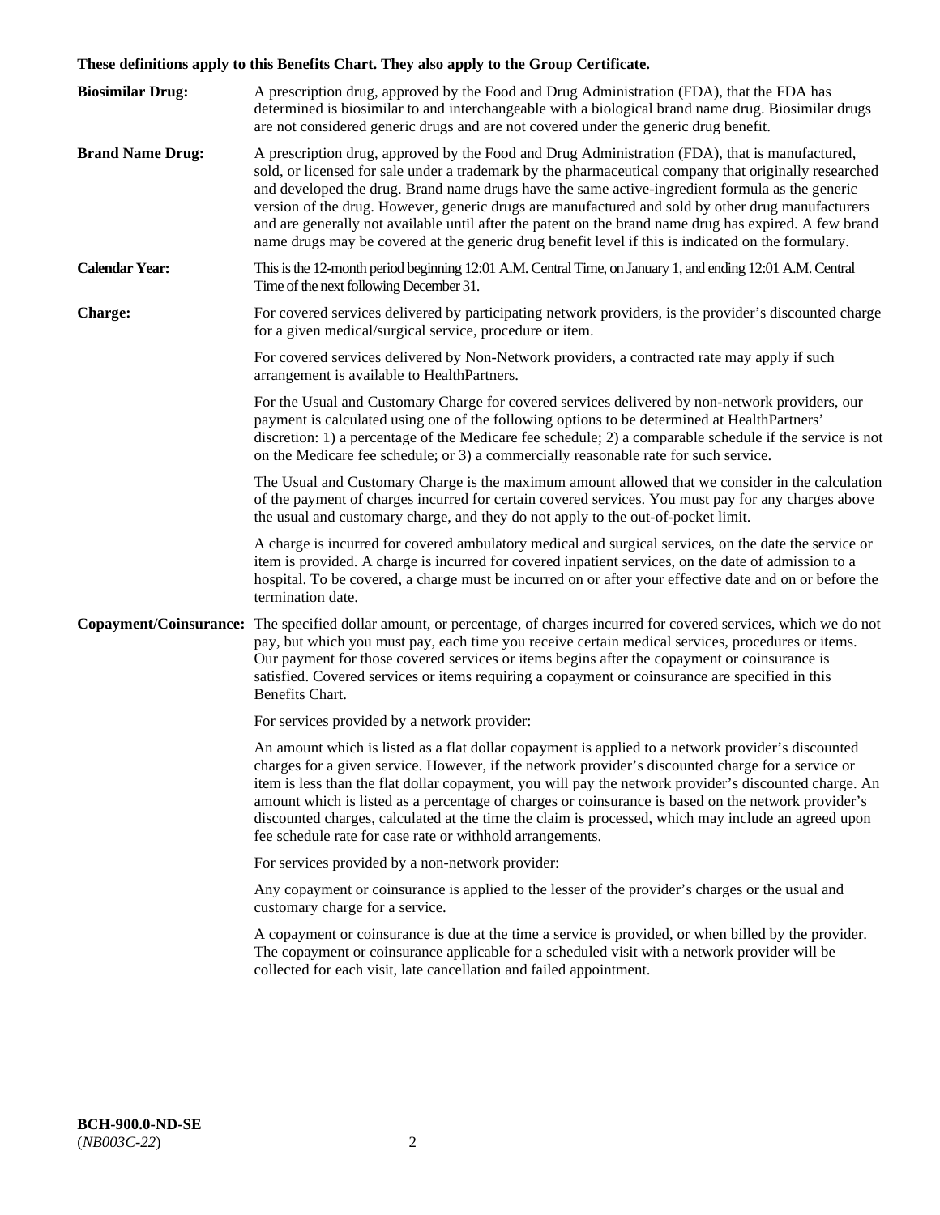**These definitions apply to this Benefits Chart. They also apply to the Group Certificate.**

**Biosimilar Drug:** A prescription drug, approved by the Food and Drug Administration (FDA), that the FDA has determined is biosimilar to and interchangeable with a biological brand name drug. Biosimilar drugs are not considered generic drugs and are not covered under the generic drug benefit.

**Brand Name Drug:** A prescription drug, approved by the Food and Drug Administration (FDA), that is manufactured, sold, or licensed for sale under a trademark by the pharmaceutical company that originally researched and developed the drug. Brand name drugs have the same active-ingredient formula as the generic version of the drug. However, generic drugs are manufactured and sold by other drug manufacturers and are generally not available until after the patent on the brand name drug has expired. A few brand name drugs may be covered at the generic drug benefit level if this is indicated on the formulary.

**Calendar Year:** This is the 12-month period beginning 12:01 A.M. Central Time, on January 1, and ending 12:01 A.M. Central Time of the next following December 31.

**Charge:** For covered services delivered by participating network providers, is the provider's discounted charge for a given medical/surgical service, procedure or item.

For covered services delivered by Non-Network providers, a contracted rate may apply if such arrangement is available to HealthPartners.

For the Usual and Customary Charge for covered services delivered by non-network providers, our payment is calculated using one of the following options to be determined at HealthPartners' discretion: 1) a percentage of the Medicare fee schedule; 2) a comparable schedule if the service is not on the Medicare fee schedule; or 3) a commercially reasonable rate for such service.

The Usual and Customary Charge is the maximum amount allowed that we consider in the calculation of the payment of charges incurred for certain covered services. You must pay for any charges above the usual and customary charge, and they do not apply to the out-of-pocket limit.

A charge is incurred for covered ambulatory medical and surgical services, on the date the service or item is provided. A charge is incurred for covered inpatient services, on the date of admission to a hospital. To be covered, a charge must be incurred on or after your effective date and on or before the termination date.

**Copayment/Coinsurance:** The specified dollar amount, or percentage, of charges incurred for covered services, which we do not pay, but which you must pay, each time you receive certain medical services, procedures or items. Our payment for those covered services or items begins after the copayment or coinsurance is satisfied. Covered services or items requiring a copayment or coinsurance are specified in this Benefits Chart.

For services provided by a network provider:

An amount which is listed as a flat dollar copayment is applied to a network provider's discounted charges for a given service. However, if the network provider's discounted charge for a service or item is less than the flat dollar copayment, you will pay the network provider's discounted charge. An amount which is listed as a percentage of charges or coinsurance is based on the network provider's discounted charges, calculated at the time the claim is processed, which may include an agreed upon fee schedule rate for case rate or withhold arrangements.

For services provided by a non-network provider:

Any copayment or coinsurance is applied to the lesser of the provider's charges or the usual and customary charge for a service.

A copayment or coinsurance is due at the time a service is provided, or when billed by the provider. The copayment or coinsurance applicable for a scheduled visit with a network provider will be collected for each visit, late cancellation and failed appointment.

**BCH-900.0-ND-SE**
(*NB003C-22*)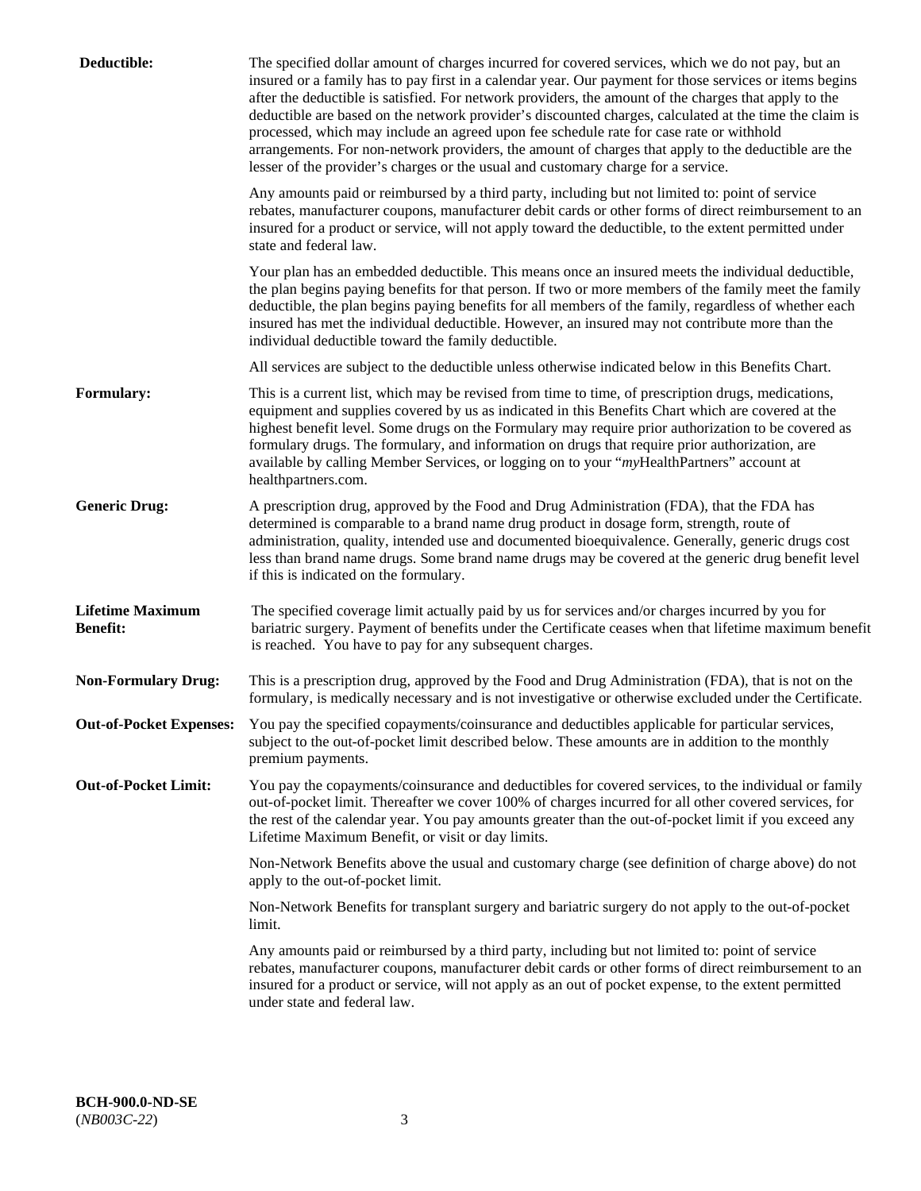**Deductible:** The specified dollar amount of charges incurred for covered services, which we do not pay, but an insured or a family has to pay first in a calendar year. Our payment for those services or items begins after the deductible is satisfied. For network providers, the amount of the charges that apply to the deductible are based on the network provider's discounted charges, calculated at the time the claim is processed, which may include an agreed upon fee schedule rate for case rate or withhold arrangements. For non-network providers, the amount of charges that apply to the deductible are the lesser of the provider's charges or the usual and customary charge for a service.

Any amounts paid or reimbursed by a third party, including but not limited to: point of service rebates, manufacturer coupons, manufacturer debit cards or other forms of direct reimbursement to an insured for a product or service, will not apply toward the deductible, to the extent permitted under state and federal law.

Your plan has an embedded deductible. This means once an insured meets the individual deductible, the plan begins paying benefits for that person. If two or more members of the family meet the family deductible, the plan begins paying benefits for all members of the family, regardless of whether each insured has met the individual deductible. However, an insured may not contribute more than the individual deductible toward the family deductible.

All services are subject to the deductible unless otherwise indicated below in this Benefits Chart.

**Formulary:** This is a current list, which may be revised from time to time, of prescription drugs, medications, equipment and supplies covered by us as indicated in this Benefits Chart which are covered at the highest benefit level. Some drugs on the Formulary may require prior authorization to be covered as formulary drugs. The formulary, and information on drugs that require prior authorization, are available by calling Member Services, or logging on to your "*my*HealthPartners" account at healthpartners.com.

**Generic Drug:** A prescription drug, approved by the Food and Drug Administration (FDA), that the FDA has determined is comparable to a brand name drug product in dosage form, strength, route of administration, quality, intended use and documented bioequivalence. Generally, generic drugs cost less than brand name drugs. Some brand name drugs may be covered at the generic drug benefit level if this is indicated on the formulary.

**Lifetime Maximum Benefit:** The specified coverage limit actually paid by us for services and/or charges incurred by you for bariatric surgery. Payment of benefits under the Certificate ceases when that lifetime maximum benefit is reached. You have to pay for any subsequent charges.

**Non-Formulary Drug:** This is a prescription drug, approved by the Food and Drug Administration (FDA), that is not on the formulary, is medically necessary and is not investigative or otherwise excluded under the Certificate.

**Out-of-Pocket Expenses:** You pay the specified copayments/coinsurance and deductibles applicable for particular services, subject to the out-of-pocket limit described below. These amounts are in addition to the monthly premium payments.

**Out-of-Pocket Limit:** You pay the copayments/coinsurance and deductibles for covered services, to the individual or family out-of-pocket limit. Thereafter we cover 100% of charges incurred for all other covered services, for the rest of the calendar year. You pay amounts greater than the out-of-pocket limit if you exceed any Lifetime Maximum Benefit, or visit or day limits.

Non-Network Benefits above the usual and customary charge (see definition of charge above) do not apply to the out-of-pocket limit.

Non-Network Benefits for transplant surgery and bariatric surgery do not apply to the out-of-pocket limit.

Any amounts paid or reimbursed by a third party, including but not limited to: point of service rebates, manufacturer coupons, manufacturer debit cards or other forms of direct reimbursement to an insured for a product or service, will not apply as an out of pocket expense, to the extent permitted under state and federal law.

**BCH-900.0-ND-SE**
(*NB003C-22*)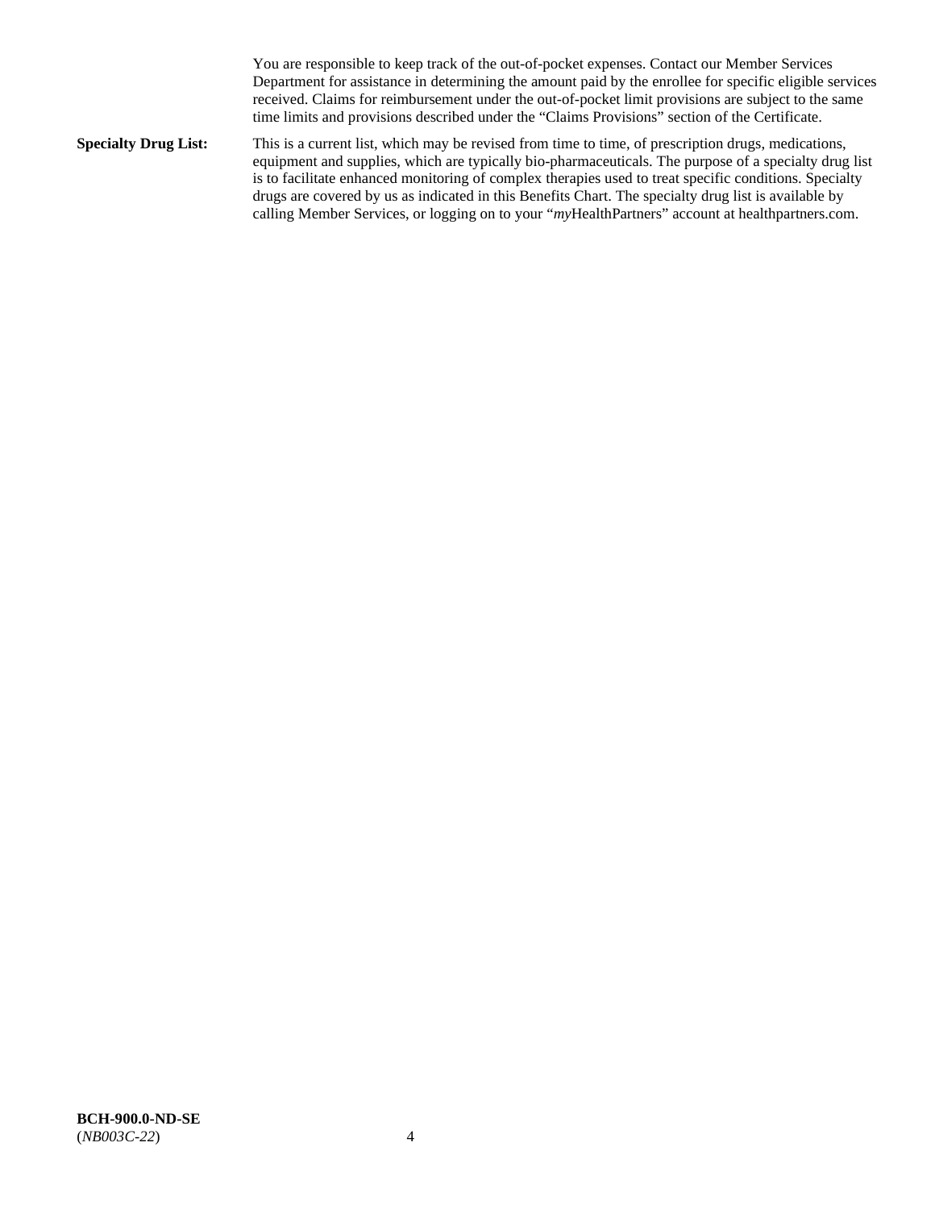You are responsible to keep track of the out-of-pocket expenses. Contact our Member Services Department for assistance in determining the amount paid by the enrollee for specific eligible services received. Claims for reimbursement under the out-of-pocket limit provisions are subject to the same time limits and provisions described under the "Claims Provisions" section of the Certificate.

**Specialty Drug List:** This is a current list, which may be revised from time to time, of prescription drugs, medications, equipment and supplies, which are typically bio-pharmaceuticals. The purpose of a specialty drug list is to facilitate enhanced monitoring of complex therapies used to treat specific conditions. Specialty drugs are covered by us as indicated in this Benefits Chart. The specialty drug list is available by calling Member Services, or logging on to your "*my*HealthPartners" account at healthpartners.com.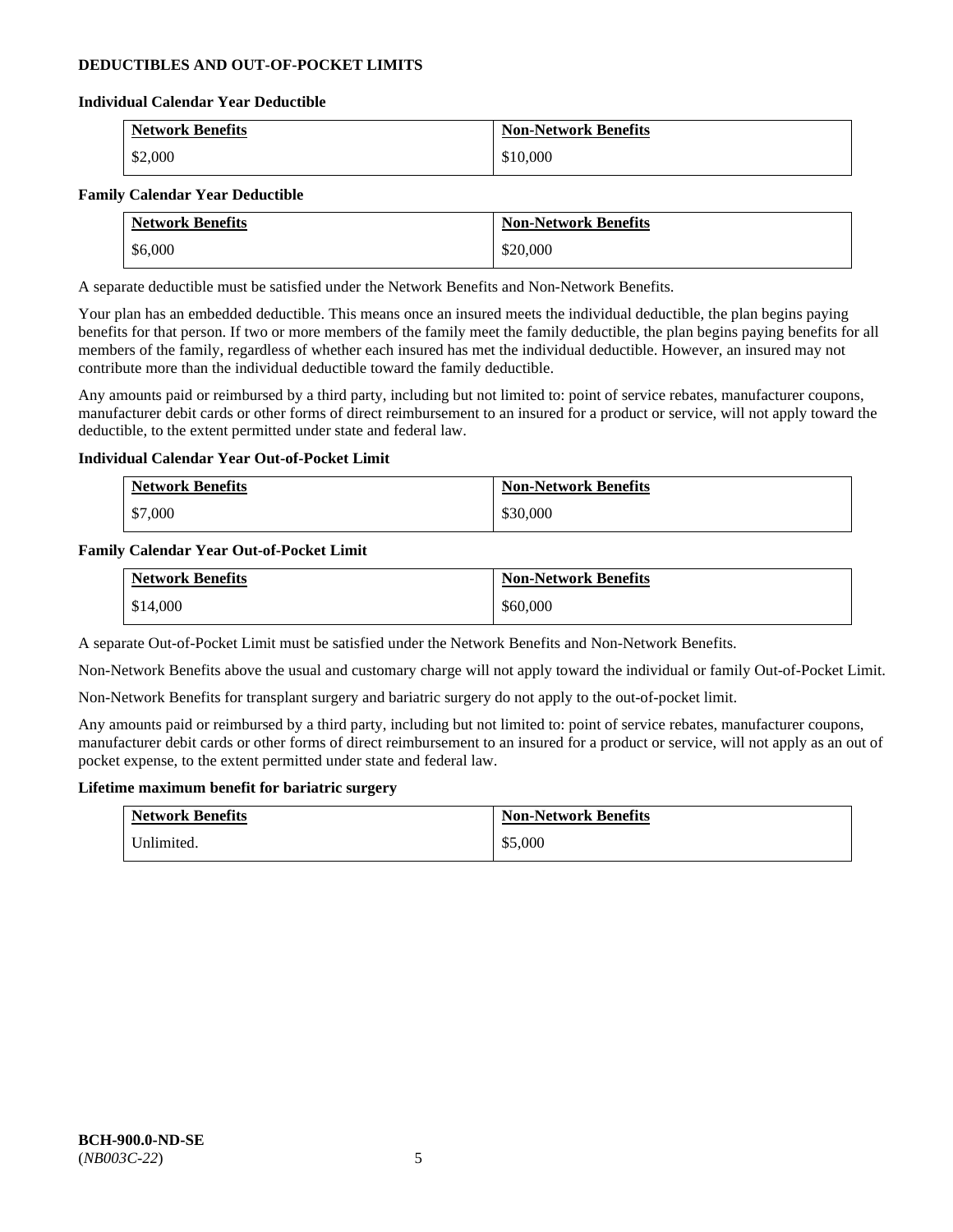## DEDUCTIBLES AND OUT-OF-POCKET LIMITS

### Individual Calendar Year Deductible

| Network Benefits | Non-Network Benefits |
|---|---|
| $2,000 | $10,000 |

### Family Calendar Year Deductible

| Network Benefits | Non-Network Benefits |
|---|---|
| $6,000 | $20,000 |

A separate deductible must be satisfied under the Network Benefits and Non-Network Benefits.

Your plan has an embedded deductible. This means once an insured meets the individual deductible, the plan begins paying benefits for that person. If two or more members of the family meet the family deductible, the plan begins paying benefits for all members of the family, regardless of whether each insured has met the individual deductible. However, an insured may not contribute more than the individual deductible toward the family deductible.

Any amounts paid or reimbursed by a third party, including but not limited to: point of service rebates, manufacturer coupons, manufacturer debit cards or other forms of direct reimbursement to an insured for a product or service, will not apply toward the deductible, to the extent permitted under state and federal law.

### Individual Calendar Year Out-of-Pocket Limit

| Network Benefits | Non-Network Benefits |
|---|---|
| $7,000 | $30,000 |

### Family Calendar Year Out-of-Pocket Limit

| Network Benefits | Non-Network Benefits |
|---|---|
| $14,000 | $60,000 |

A separate Out-of-Pocket Limit must be satisfied under the Network Benefits and Non-Network Benefits.

Non-Network Benefits above the usual and customary charge will not apply toward the individual or family Out-of-Pocket Limit.

Non-Network Benefits for transplant surgery and bariatric surgery do not apply to the out-of-pocket limit.

Any amounts paid or reimbursed by a third party, including but not limited to: point of service rebates, manufacturer coupons, manufacturer debit cards or other forms of direct reimbursement to an insured for a product or service, will not apply as an out of pocket expense, to the extent permitted under state and federal law.

### Lifetime maximum benefit for bariatric surgery

| Network Benefits | Non-Network Benefits |
|---|---|
| Unlimited. | $5,000 |

**BCH-900.0-ND-SE**
(*NB003C-22*)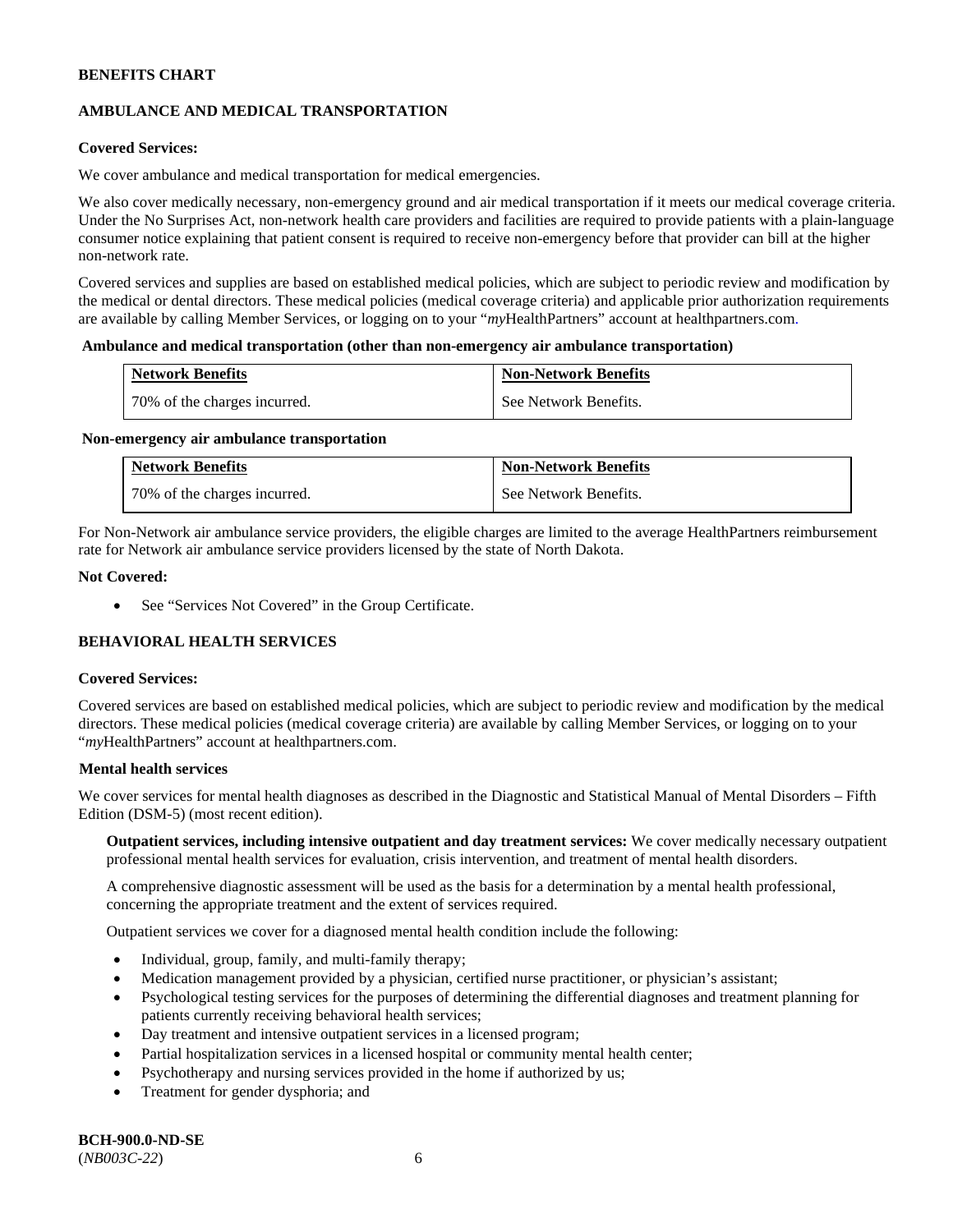**BENEFITS CHART**

**AMBULANCE AND MEDICAL TRANSPORTATION**

**Covered Services:**

We cover ambulance and medical transportation for medical emergencies.

We also cover medically necessary, non-emergency ground and air medical transportation if it meets our medical coverage criteria. Under the No Surprises Act, non-network health care providers and facilities are required to provide patients with a plain-language consumer notice explaining that patient consent is required to receive non-emergency before that provider can bill at the higher non-network rate.

Covered services and supplies are based on established medical policies, which are subject to periodic review and modification by the medical or dental directors. These medical policies (medical coverage criteria) and applicable prior authorization requirements are available by calling Member Services, or logging on to your "*my*HealthPartners" account at healthpartners.com.

**Ambulance and medical transportation (other than non-emergency air ambulance transportation)**

| Network Benefits | Non-Network Benefits |
|---|---|
| 70% of the charges incurred. | See Network Benefits. |

**Non-emergency air ambulance transportation**

| Network Benefits | Non-Network Benefits |
|---|---|
| 70% of the charges incurred. | See Network Benefits. |

For Non-Network air ambulance service providers, the eligible charges are limited to the average HealthPartners reimbursement rate for Network air ambulance service providers licensed by the state of North Dakota.

**Not Covered:**

- See "Services Not Covered" in the Group Certificate.

**BEHAVIORAL HEALTH SERVICES**

**Covered Services:**

Covered services are based on established medical policies, which are subject to periodic review and modification by the medical directors. These medical policies (medical coverage criteria) are available by calling Member Services, or logging on to your "*my*HealthPartners" account at healthpartners.com.

**Mental health services**

We cover services for mental health diagnoses as described in the Diagnostic and Statistical Manual of Mental Disorders – Fifth Edition (DSM-5) (most recent edition).

**Outpatient services, including intensive outpatient and day treatment services:** We cover medically necessary outpatient professional mental health services for evaluation, crisis intervention, and treatment of mental health disorders.

A comprehensive diagnostic assessment will be used as the basis for a determination by a mental health professional, concerning the appropriate treatment and the extent of services required.

Outpatient services we cover for a diagnosed mental health condition include the following:

- Individual, group, family, and multi-family therapy;
- Medication management provided by a physician, certified nurse practitioner, or physician's assistant;
- Psychological testing services for the purposes of determining the differential diagnoses and treatment planning for patients currently receiving behavioral health services;
- Day treatment and intensive outpatient services in a licensed program;
- Partial hospitalization services in a licensed hospital or community mental health center;
- Psychotherapy and nursing services provided in the home if authorized by us;
- Treatment for gender dysphoria; and

**BCH-900.0-ND-SE**
(*NB003C-22*)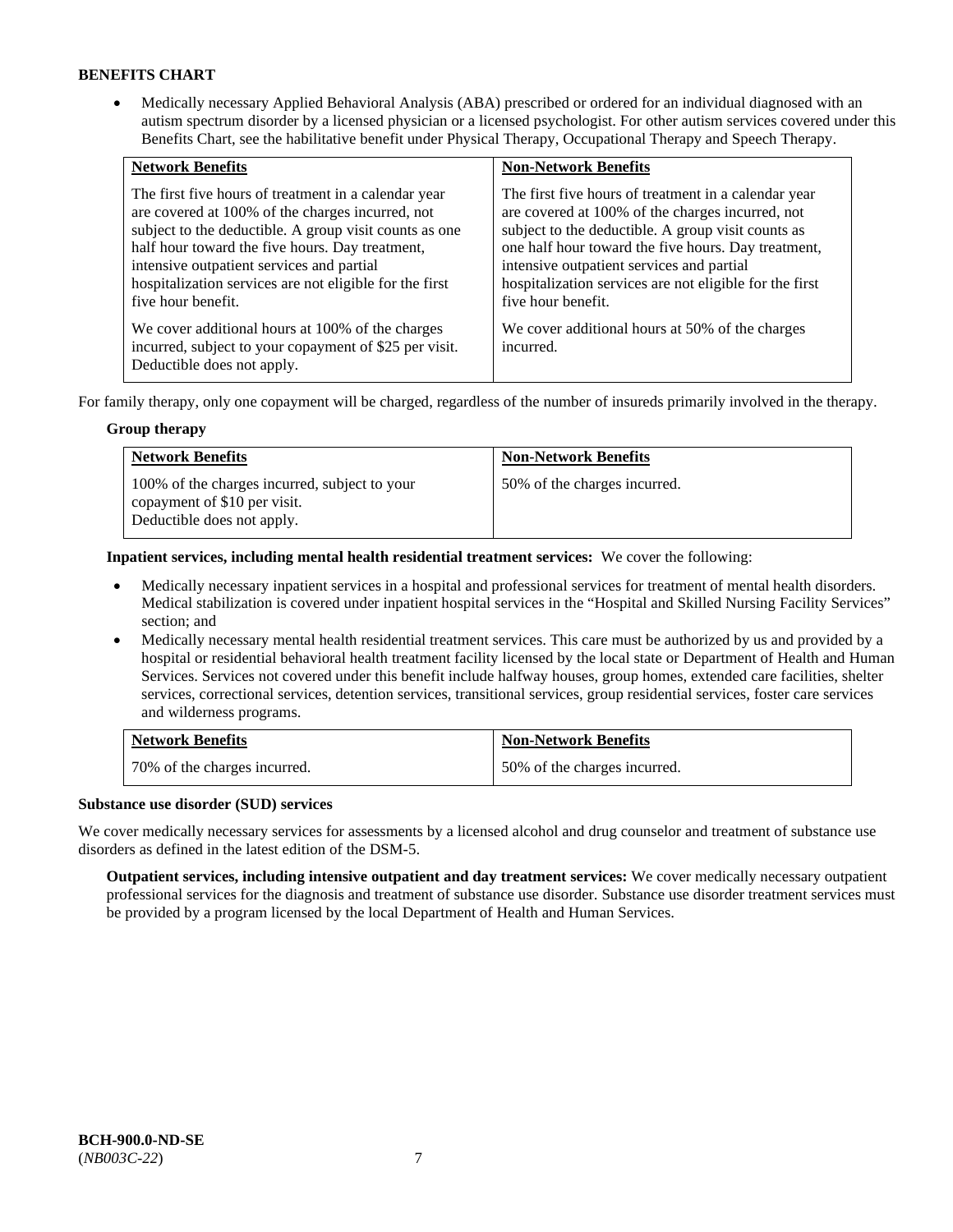**BENEFITS CHART**

- Medically necessary Applied Behavioral Analysis (ABA) prescribed or ordered for an individual diagnosed with an autism spectrum disorder by a licensed physician or a licensed psychologist. For other autism services covered under this Benefits Chart, see the habilitative benefit under Physical Therapy, Occupational Therapy and Speech Therapy.

| Network Benefits | Non-Network Benefits |
|---|---|
| The first five hours of treatment in a calendar year are covered at 100% of the charges incurred, not subject to the deductible. A group visit counts as one half hour toward the five hours. Day treatment, intensive outpatient services and partial hospitalization services are not eligible for the first five hour benefit.<br><br>We cover additional hours at 100% of the charges incurred, subject to your copayment of $25 per visit. Deductible does not apply. | The first five hours of treatment in a calendar year are covered at 100% of the charges incurred, not subject to the deductible. A group visit counts as one half hour toward the five hours. Day treatment, intensive outpatient services and partial hospitalization services are not eligible for the first five hour benefit.<br><br>We cover additional hours at 50% of the charges incurred. |

For family therapy, only one copayment will be charged, regardless of the number of insureds primarily involved in the therapy.

**Group therapy**

| Network Benefits | Non-Network Benefits |
|---|---|
| 100% of the charges incurred, subject to your copayment of $10 per visit. Deductible does not apply. | 50% of the charges incurred. |

**Inpatient services, including mental health residential treatment services:** We cover the following:

- Medically necessary inpatient services in a hospital and professional services for treatment of mental health disorders. Medical stabilization is covered under inpatient hospital services in the "Hospital and Skilled Nursing Facility Services" section; and
- Medically necessary mental health residential treatment services. This care must be authorized by us and provided by a hospital or residential behavioral health treatment facility licensed by the local state or Department of Health and Human Services. Services not covered under this benefit include halfway houses, group homes, extended care facilities, shelter services, correctional services, detention services, transitional services, group residential services, foster care services and wilderness programs.

| Network Benefits | Non-Network Benefits |
|---|---|
| 70% of the charges incurred. | 50% of the charges incurred. |

**Substance use disorder (SUD) services**

We cover medically necessary services for assessments by a licensed alcohol and drug counselor and treatment of substance use disorders as defined in the latest edition of the DSM-5.

**Outpatient services, including intensive outpatient and day treatment services:** We cover medically necessary outpatient professional services for the diagnosis and treatment of substance use disorder. Substance use disorder treatment services must be provided by a program licensed by the local Department of Health and Human Services.

**BCH-900.0-ND-SE**
(*NB003C-22*)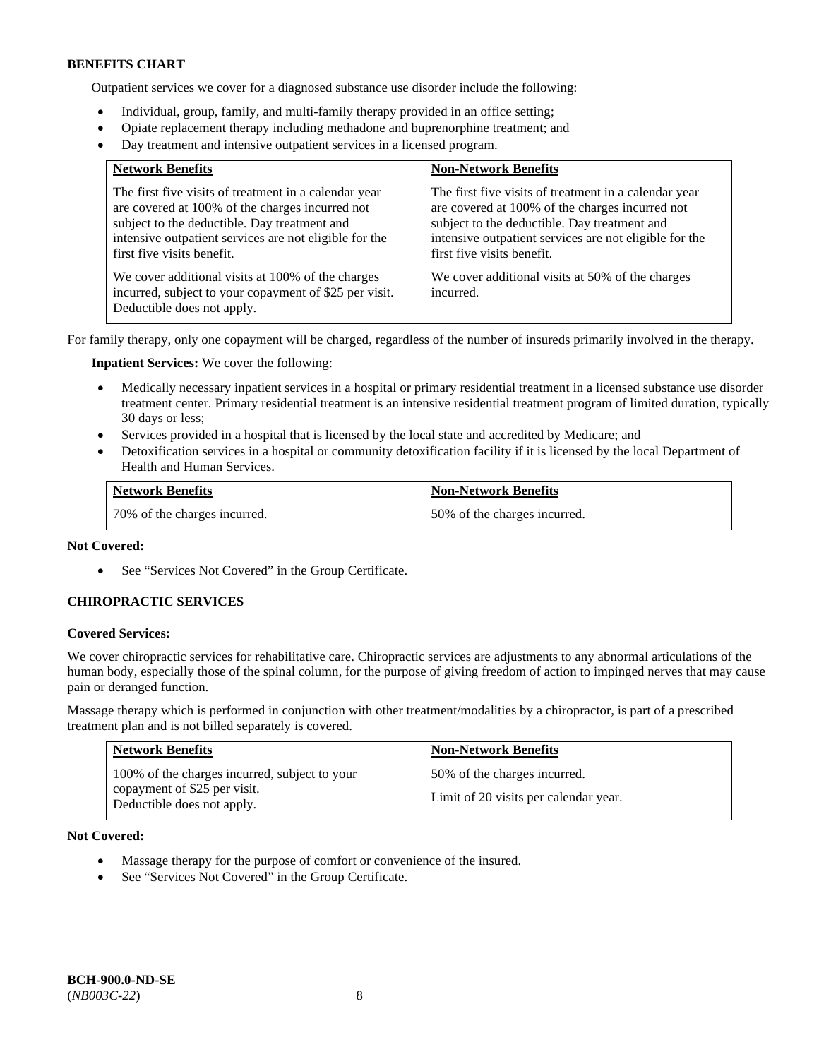**BENEFITS CHART**

Outpatient services we cover for a diagnosed substance use disorder include the following:

- Individual, group, family, and multi-family therapy provided in an office setting;
- Opiate replacement therapy including methadone and buprenorphine treatment; and
- Day treatment and intensive outpatient services in a licensed program.

| Network Benefits | Non-Network Benefits |
| --- | --- |
| The first five visits of treatment in a calendar year are covered at 100% of the charges incurred not subject to the deductible. Day treatment and intensive outpatient services are not eligible for the first five visits benefit.<br><br>We cover additional visits at 100% of the charges incurred, subject to your copayment of $25 per visit. Deductible does not apply. | The first five visits of treatment in a calendar year are covered at 100% of the charges incurred not subject to the deductible. Day treatment and intensive outpatient services are not eligible for the first five visits benefit.<br><br>We cover additional visits at 50% of the charges incurred. |

For family therapy, only one copayment will be charged, regardless of the number of insureds primarily involved in the therapy.

**Inpatient Services:** We cover the following:

- Medically necessary inpatient services in a hospital or primary residential treatment in a licensed substance use disorder treatment center. Primary residential treatment is an intensive residential treatment program of limited duration, typically 30 days or less;
- Services provided in a hospital that is licensed by the local state and accredited by Medicare; and
- Detoxification services in a hospital or community detoxification facility if it is licensed by the local Department of Health and Human Services.

| Network Benefits | Non-Network Benefits |
| --- | --- |
| 70% of the charges incurred. | 50% of the charges incurred. |

**Not Covered:**

- See "Services Not Covered" in the Group Certificate.

**CHIROPRACTIC SERVICES**

**Covered Services:**

We cover chiropractic services for rehabilitative care. Chiropractic services are adjustments to any abnormal articulations of the human body, especially those of the spinal column, for the purpose of giving freedom of action to impinged nerves that may cause pain or deranged function.

Massage therapy which is performed in conjunction with other treatment/modalities by a chiropractor, is part of a prescribed treatment plan and is not billed separately is covered.

| Network Benefits | Non-Network Benefits |
| --- | --- |
| 100% of the charges incurred, subject to your copayment of $25 per visit. Deductible does not apply. | 50% of the charges incurred.<br><br>Limit of 20 visits per calendar year. |

**Not Covered:**

- Massage therapy for the purpose of comfort or convenience of the insured.
- See "Services Not Covered" in the Group Certificate.

**BCH-900.0-ND-SE**
(*NB003C-22*)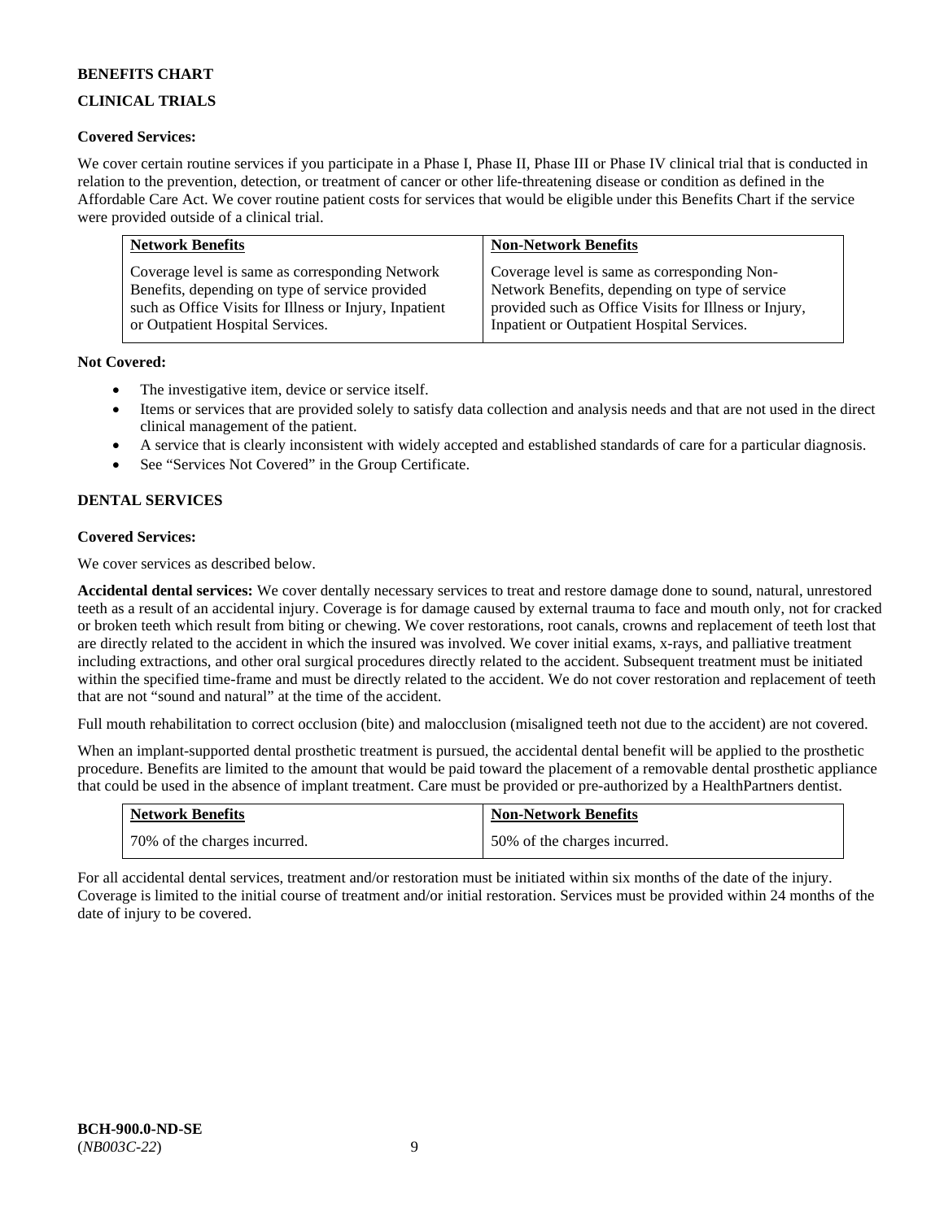**BENEFITS CHART**

**CLINICAL TRIALS**

**Covered Services:**

We cover certain routine services if you participate in a Phase I, Phase II, Phase III or Phase IV clinical trial that is conducted in relation to the prevention, detection, or treatment of cancer or other life-threatening disease or condition as defined in the Affordable Care Act. We cover routine patient costs for services that would be eligible under this Benefits Chart if the service were provided outside of a clinical trial.

| Network Benefits | Non-Network Benefits |
| --- | --- |
| Coverage level is same as corresponding Network Benefits, depending on type of service provided such as Office Visits for Illness or Injury, Inpatient or Outpatient Hospital Services. | Coverage level is same as corresponding Non-Network Benefits, depending on type of service provided such as Office Visits for Illness or Injury, Inpatient or Outpatient Hospital Services. |

**Not Covered:**

- The investigative item, device or service itself.
- Items or services that are provided solely to satisfy data collection and analysis needs and that are not used in the direct clinical management of the patient.
- A service that is clearly inconsistent with widely accepted and established standards of care for a particular diagnosis.
- See "Services Not Covered" in the Group Certificate.

**DENTAL SERVICES**

**Covered Services:**

We cover services as described below.

**Accidental dental services:** We cover dentally necessary services to treat and restore damage done to sound, natural, unrestored teeth as a result of an accidental injury. Coverage is for damage caused by external trauma to face and mouth only, not for cracked or broken teeth which result from biting or chewing. We cover restorations, root canals, crowns and replacement of teeth lost that are directly related to the accident in which the insured was involved. We cover initial exams, x-rays, and palliative treatment including extractions, and other oral surgical procedures directly related to the accident. Subsequent treatment must be initiated within the specified time-frame and must be directly related to the accident. We do not cover restoration and replacement of teeth that are not "sound and natural" at the time of the accident.

Full mouth rehabilitation to correct occlusion (bite) and malocclusion (misaligned teeth not due to the accident) are not covered.

When an implant-supported dental prosthetic treatment is pursued, the accidental dental benefit will be applied to the prosthetic procedure. Benefits are limited to the amount that would be paid toward the placement of a removable dental prosthetic appliance that could be used in the absence of implant treatment. Care must be provided or pre-authorized by a HealthPartners dentist.

| Network Benefits | Non-Network Benefits |
| --- | --- |
| 70% of the charges incurred. | 50% of the charges incurred. |

For all accidental dental services, treatment and/or restoration must be initiated within six months of the date of the injury. Coverage is limited to the initial course of treatment and/or initial restoration. Services must be provided within 24 months of the date of injury to be covered.

**BCH-900.0-ND-SE**
(*NB003C-22*)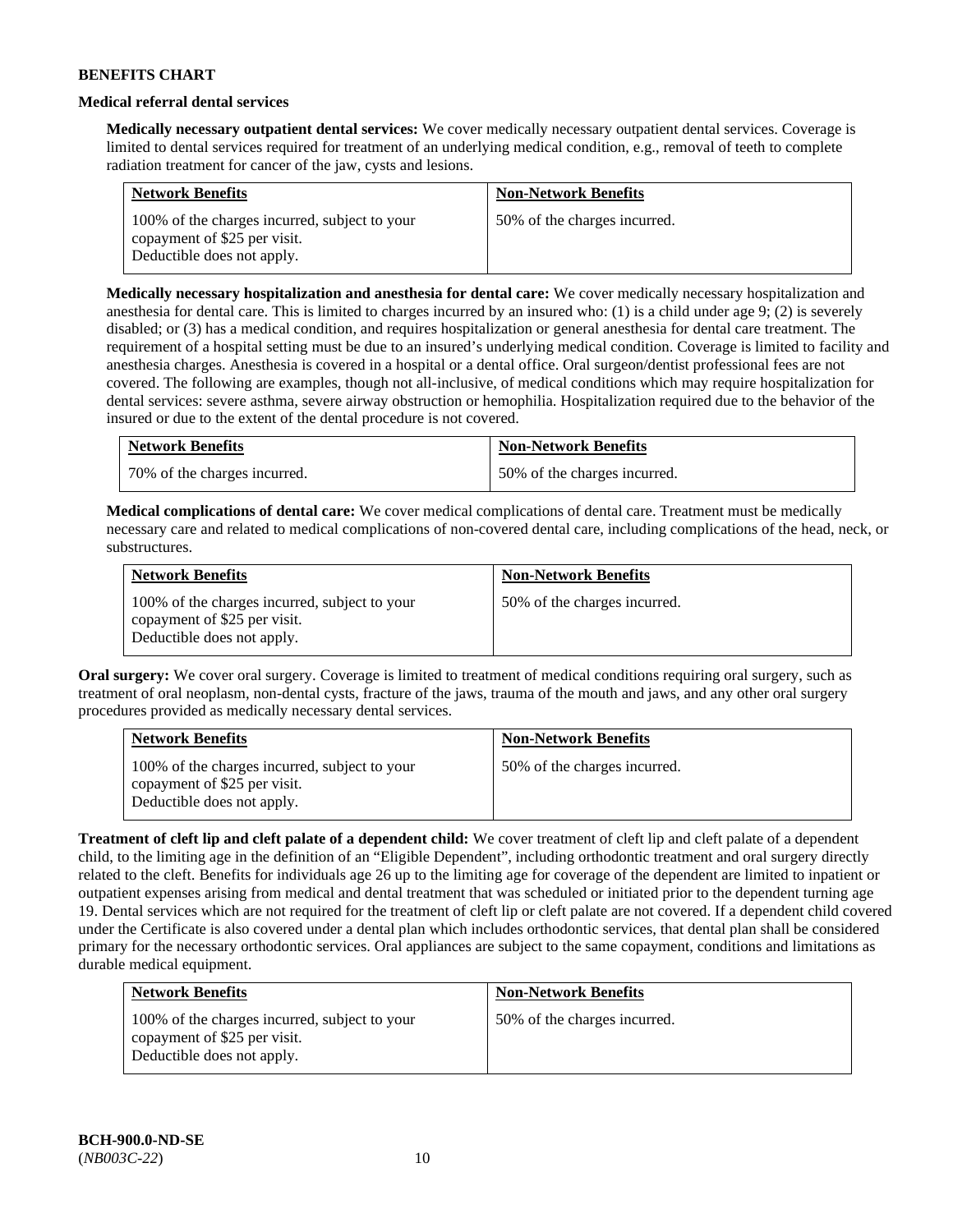**BENEFITS CHART**

**Medical referral dental services**

**Medically necessary outpatient dental services:** We cover medically necessary outpatient dental services. Coverage is limited to dental services required for treatment of an underlying medical condition, e.g., removal of teeth to complete radiation treatment for cancer of the jaw, cysts and lesions.

| Network Benefits | Non-Network Benefits |
|---|---|
| 100% of the charges incurred, subject to your copayment of $25 per visit. Deductible does not apply. | 50% of the charges incurred. |

**Medically necessary hospitalization and anesthesia for dental care:** We cover medically necessary hospitalization and anesthesia for dental care. This is limited to charges incurred by an insured who: (1) is a child under age 9; (2) is severely disabled; or (3) has a medical condition, and requires hospitalization or general anesthesia for dental care treatment. The requirement of a hospital setting must be due to an insured's underlying medical condition. Coverage is limited to facility and anesthesia charges. Anesthesia is covered in a hospital or a dental office. Oral surgeon/dentist professional fees are not covered. The following are examples, though not all-inclusive, of medical conditions which may require hospitalization for dental services: severe asthma, severe airway obstruction or hemophilia. Hospitalization required due to the behavior of the insured or due to the extent of the dental procedure is not covered.

| Network Benefits | Non-Network Benefits |
|---|---|
| 70% of the charges incurred. | 50% of the charges incurred. |

**Medical complications of dental care:** We cover medical complications of dental care. Treatment must be medically necessary care and related to medical complications of non-covered dental care, including complications of the head, neck, or substructures.

| Network Benefits | Non-Network Benefits |
|---|---|
| 100% of the charges incurred, subject to your copayment of $25 per visit. Deductible does not apply. | 50% of the charges incurred. |

**Oral surgery:** We cover oral surgery. Coverage is limited to treatment of medical conditions requiring oral surgery, such as treatment of oral neoplasm, non-dental cysts, fracture of the jaws, trauma of the mouth and jaws, and any other oral surgery procedures provided as medically necessary dental services.

| Network Benefits | Non-Network Benefits |
|---|---|
| 100% of the charges incurred, subject to your copayment of $25 per visit. Deductible does not apply. | 50% of the charges incurred. |

**Treatment of cleft lip and cleft palate of a dependent child:** We cover treatment of cleft lip and cleft palate of a dependent child, to the limiting age in the definition of an "Eligible Dependent", including orthodontic treatment and oral surgery directly related to the cleft. Benefits for individuals age 26 up to the limiting age for coverage of the dependent are limited to inpatient or outpatient expenses arising from medical and dental treatment that was scheduled or initiated prior to the dependent turning age 19. Dental services which are not required for the treatment of cleft lip or cleft palate are not covered. If a dependent child covered under the Certificate is also covered under a dental plan which includes orthodontic services, that dental plan shall be considered primary for the necessary orthodontic services. Oral appliances are subject to the same copayment, conditions and limitations as durable medical equipment.

| Network Benefits | Non-Network Benefits |
|---|---|
| 100% of the charges incurred, subject to your copayment of $25 per visit. Deductible does not apply. | 50% of the charges incurred. |

**BCH-900.0-ND-SE**
(*NB003C-22*)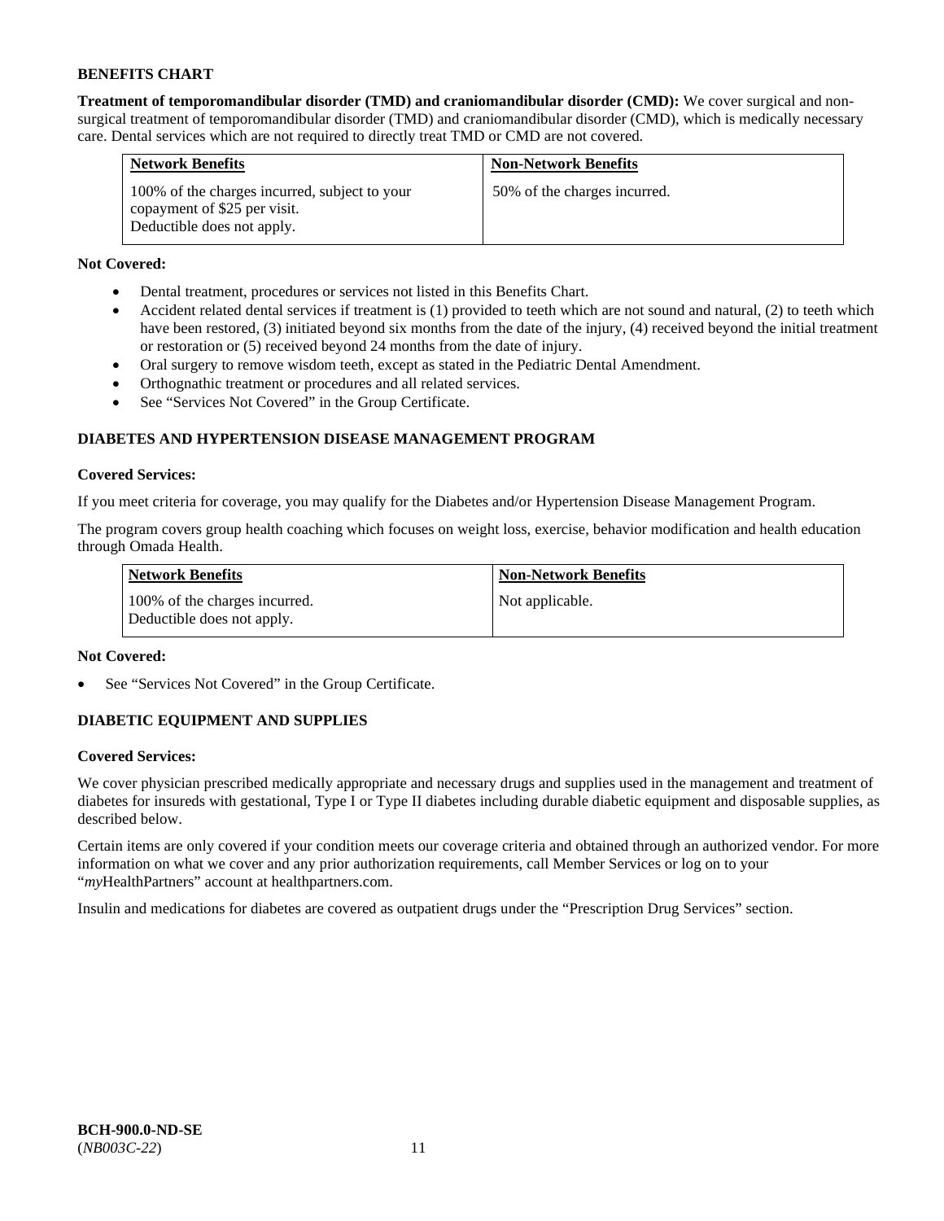**BENEFITS CHART**

**Treatment of temporomandibular disorder (TMD) and craniomandibular disorder (CMD):** We cover surgical and non-surgical treatment of temporomandibular disorder (TMD) and craniomandibular disorder (CMD), which is medically necessary care. Dental services which are not required to directly treat TMD or CMD are not covered.

| Network Benefits | Non-Network Benefits |
|---|---|
| 100% of the charges incurred, subject to your copayment of $25 per visit. Deductible does not apply. | 50% of the charges incurred. |

**Not Covered:**

- Dental treatment, procedures or services not listed in this Benefits Chart.
- Accident related dental services if treatment is (1) provided to teeth which are not sound and natural, (2) to teeth which have been restored, (3) initiated beyond six months from the date of the injury, (4) received beyond the initial treatment or restoration or (5) received beyond 24 months from the date of injury.
- Oral surgery to remove wisdom teeth, except as stated in the Pediatric Dental Amendment.
- Orthognathic treatment or procedures and all related services.
- See "Services Not Covered" in the Group Certificate.

**DIABETES AND HYPERTENSION DISEASE MANAGEMENT PROGRAM**

**Covered Services:**

If you meet criteria for coverage, you may qualify for the Diabetes and/or Hypertension Disease Management Program.

The program covers group health coaching which focuses on weight loss, exercise, behavior modification and health education through Omada Health.

| Network Benefits | Non-Network Benefits |
|---|---|
| 100% of the charges incurred. Deductible does not apply. | Not applicable. |

**Not Covered:**

- See "Services Not Covered" in the Group Certificate.

**DIABETIC EQUIPMENT AND SUPPLIES**

**Covered Services:**

We cover physician prescribed medically appropriate and necessary drugs and supplies used in the management and treatment of diabetes for insureds with gestational, Type I or Type II diabetes including durable diabetic equipment and disposable supplies, as described below.

Certain items are only covered if your condition meets our coverage criteria and obtained through an authorized vendor. For more information on what we cover and any prior authorization requirements, call Member Services or log on to your "*my*HealthPartners" account at healthpartners.com.

Insulin and medications for diabetes are covered as outpatient drugs under the "Prescription Drug Services" section.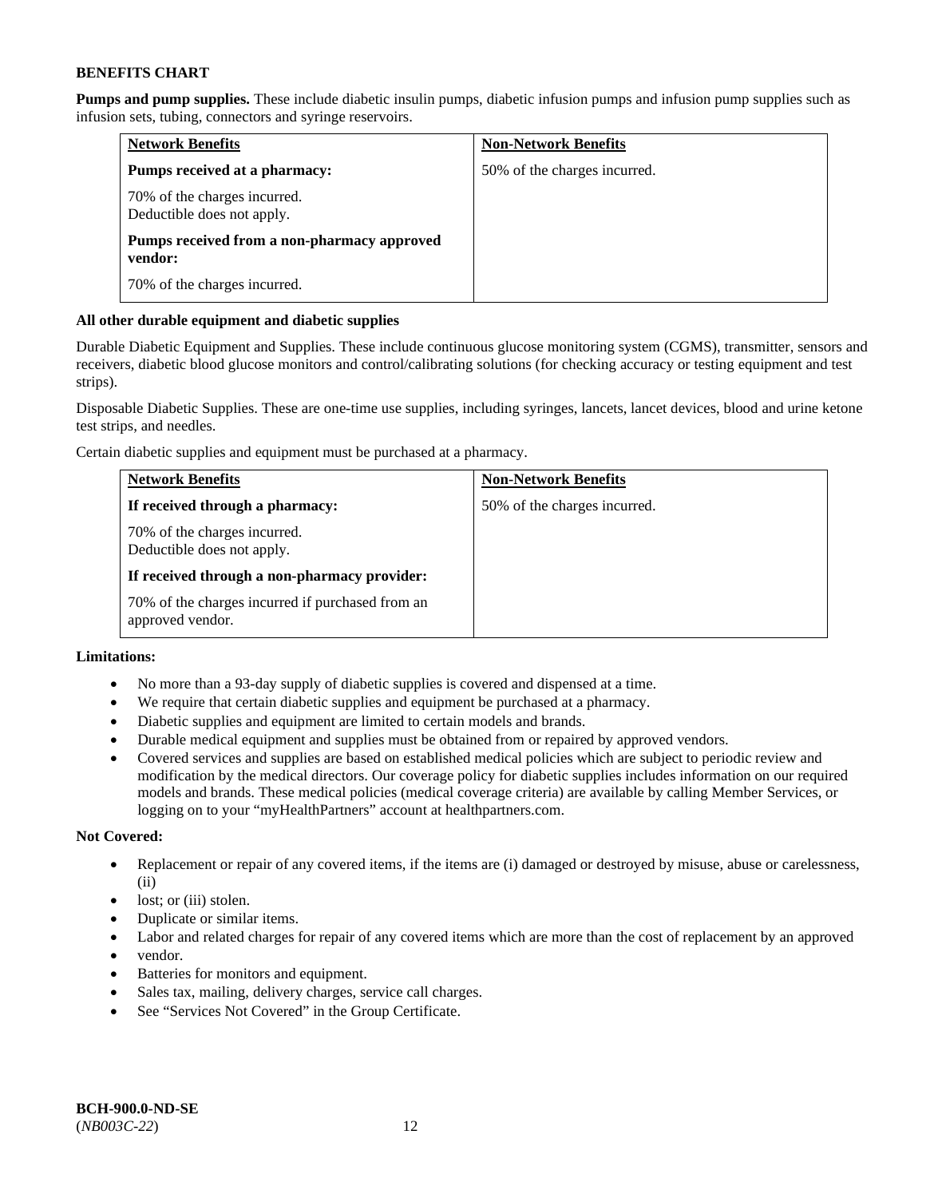**BENEFITS CHART**

**Pumps and pump supplies.** These include diabetic insulin pumps, diabetic infusion pumps and infusion pump supplies such as infusion sets, tubing, connectors and syringe reservoirs.

| Network Benefits | Non-Network Benefits |
|---|---|
| **Pumps received at a pharmacy:**<br><br>70% of the charges incurred.<br>Deductible does not apply.<br><br>**Pumps received from a non-pharmacy approved vendor:**<br><br>70% of the charges incurred. | 50% of the charges incurred. |

**All other durable equipment and diabetic supplies**

Durable Diabetic Equipment and Supplies. These include continuous glucose monitoring system (CGMS), transmitter, sensors and receivers, diabetic blood glucose monitors and control/calibrating solutions (for checking accuracy or testing equipment and test strips).

Disposable Diabetic Supplies. These are one-time use supplies, including syringes, lancets, lancet devices, blood and urine ketone test strips, and needles.

Certain diabetic supplies and equipment must be purchased at a pharmacy.

| Network Benefits | Non-Network Benefits |
|---|---|
| **If received through a pharmacy:**<br><br>70% of the charges incurred.<br>Deductible does not apply.<br><br>**If received through a non-pharmacy provider:**<br><br>70% of the charges incurred if purchased from an approved vendor. | 50% of the charges incurred. |

**Limitations:**

- No more than a 93-day supply of diabetic supplies is covered and dispensed at a time.
- We require that certain diabetic supplies and equipment be purchased at a pharmacy.
- Diabetic supplies and equipment are limited to certain models and brands.
- Durable medical equipment and supplies must be obtained from or repaired by approved vendors.
- Covered services and supplies are based on established medical policies which are subject to periodic review and modification by the medical directors. Our coverage policy for diabetic supplies includes information on our required models and brands. These medical policies (medical coverage criteria) are available by calling Member Services, or logging on to your "myHealthPartners" account at healthpartners.com.

**Not Covered:**

- Replacement or repair of any covered items, if the items are (i) damaged or destroyed by misuse, abuse or carelessness, (ii)
- lost; or (iii) stolen.
- Duplicate or similar items.
- Labor and related charges for repair of any covered items which are more than the cost of replacement by an approved
- vendor.
- Batteries for monitors and equipment.
- Sales tax, mailing, delivery charges, service call charges.
- See "Services Not Covered" in the Group Certificate.

**BCH-900.0-ND-SE**
(*NB003C-22*)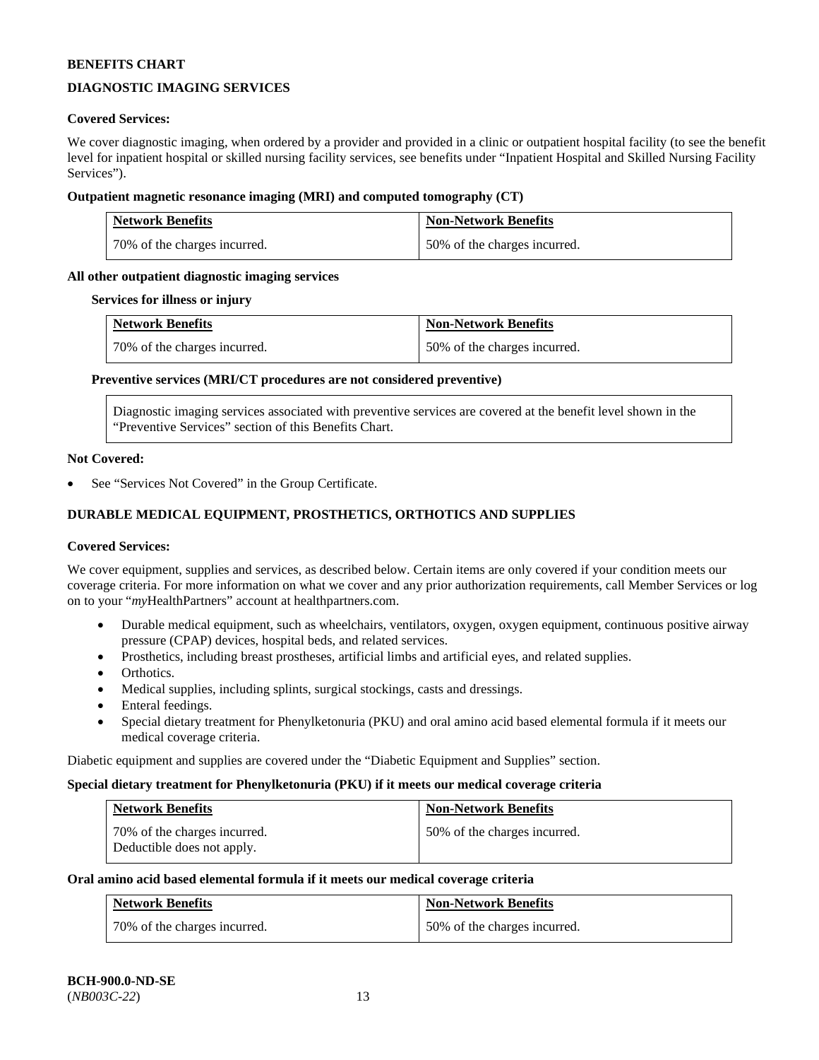**BENEFITS CHART**

**DIAGNOSTIC IMAGING SERVICES**

**Covered Services:**

We cover diagnostic imaging, when ordered by a provider and provided in a clinic or outpatient hospital facility (to see the benefit level for inpatient hospital or skilled nursing facility services, see benefits under "Inpatient Hospital and Skilled Nursing Facility Services").

**Outpatient magnetic resonance imaging (MRI) and computed tomography (CT)**

| Network Benefits | Non-Network Benefits |
|---|---|
| 70% of the charges incurred. | 50% of the charges incurred. |

**All other outpatient diagnostic imaging services**

**Services for illness or injury**

| Network Benefits | Non-Network Benefits |
|---|---|
| 70% of the charges incurred. | 50% of the charges incurred. |

**Preventive services (MRI/CT procedures are not considered preventive)**

| Diagnostic imaging services associated with preventive services are covered at the benefit level shown in the "Preventive Services" section of this Benefits Chart. |
|---|

**Not Covered:**

- See "Services Not Covered" in the Group Certificate.

**DURABLE MEDICAL EQUIPMENT, PROSTHETICS, ORTHOTICS AND SUPPLIES**

**Covered Services:**

We cover equipment, supplies and services, as described below. Certain items are only covered if your condition meets our coverage criteria. For more information on what we cover and any prior authorization requirements, call Member Services or log on to your "*my*HealthPartners" account at healthpartners.com.

- Durable medical equipment, such as wheelchairs, ventilators, oxygen, oxygen equipment, continuous positive airway pressure (CPAP) devices, hospital beds, and related services.
- Prosthetics, including breast prostheses, artificial limbs and artificial eyes, and related supplies.
- Orthotics.
- Medical supplies, including splints, surgical stockings, casts and dressings.
- Enteral feedings.
- Special dietary treatment for Phenylketonuria (PKU) and oral amino acid based elemental formula if it meets our medical coverage criteria.

Diabetic equipment and supplies are covered under the "Diabetic Equipment and Supplies" section.

**Special dietary treatment for Phenylketonuria (PKU) if it meets our medical coverage criteria**

| Network Benefits | Non-Network Benefits |
|---|---|
| 70% of the charges incurred.<br>Deductible does not apply. | 50% of the charges incurred. |

**Oral amino acid based elemental formula if it meets our medical coverage criteria**

| Network Benefits | Non-Network Benefits |
|---|---|
| 70% of the charges incurred. | 50% of the charges incurred. |

**BCH-900.0-ND-SE**
(*NB003C-22*)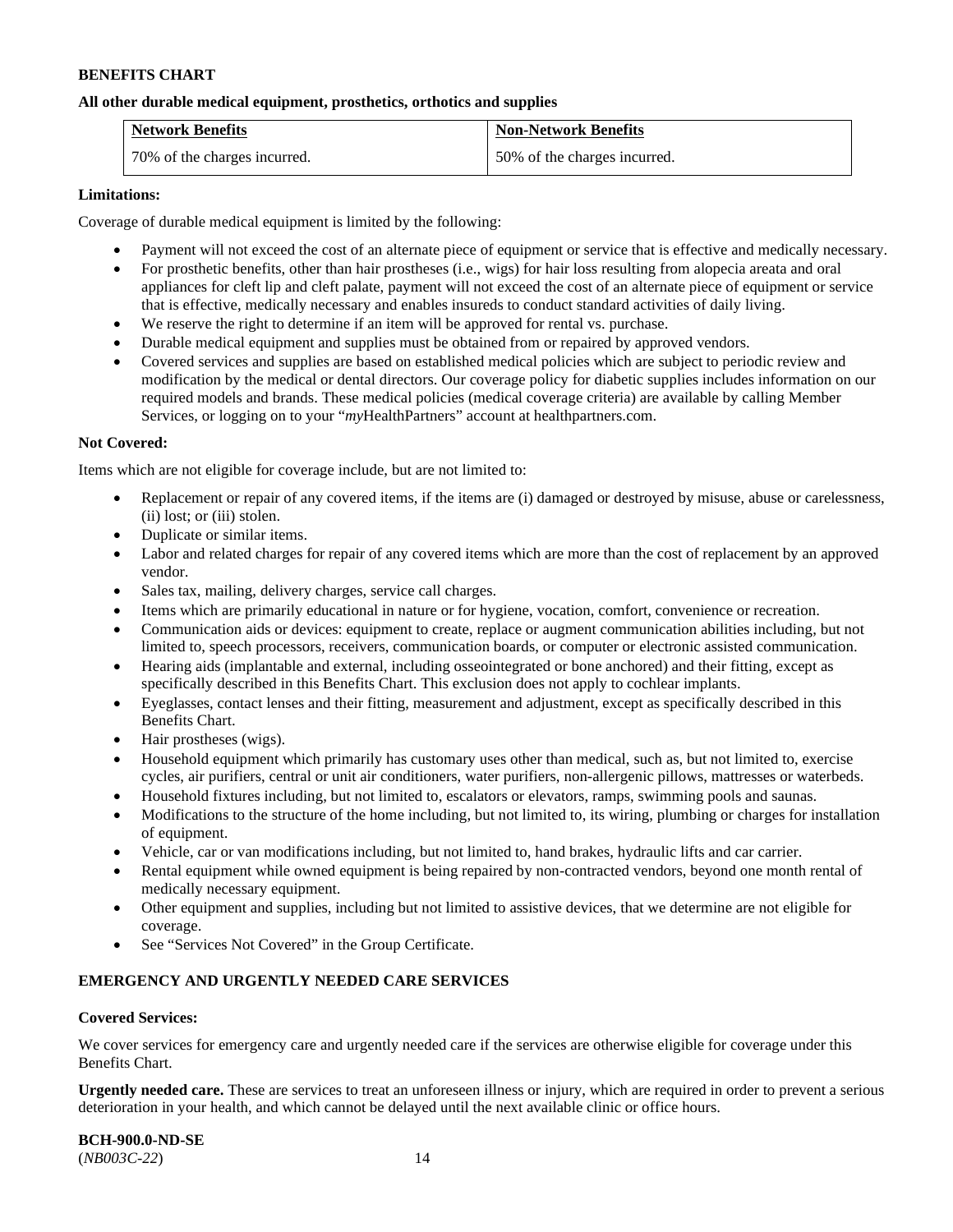**BENEFITS CHART**

**All other durable medical equipment, prosthetics, orthotics and supplies**

| Network Benefits | Non-Network Benefits |
| --- | --- |
| 70% of the charges incurred. | 50% of the charges incurred. |

**Limitations:**

Coverage of durable medical equipment is limited by the following:

- Payment will not exceed the cost of an alternate piece of equipment or service that is effective and medically necessary.
- For prosthetic benefits, other than hair prostheses (i.e., wigs) for hair loss resulting from alopecia areata and oral appliances for cleft lip and cleft palate, payment will not exceed the cost of an alternate piece of equipment or service that is effective, medically necessary and enables insureds to conduct standard activities of daily living.
- We reserve the right to determine if an item will be approved for rental vs. purchase.
- Durable medical equipment and supplies must be obtained from or repaired by approved vendors.
- Covered services and supplies are based on established medical policies which are subject to periodic review and modification by the medical or dental directors. Our coverage policy for diabetic supplies includes information on our required models and brands. These medical policies (medical coverage criteria) are available by calling Member Services, or logging on to your "*my*HealthPartners" account at healthpartners.com.

**Not Covered:**

Items which are not eligible for coverage include, but are not limited to:

- Replacement or repair of any covered items, if the items are (i) damaged or destroyed by misuse, abuse or carelessness, (ii) lost; or (iii) stolen.
- Duplicate or similar items.
- Labor and related charges for repair of any covered items which are more than the cost of replacement by an approved vendor.
- Sales tax, mailing, delivery charges, service call charges.
- Items which are primarily educational in nature or for hygiene, vocation, comfort, convenience or recreation.
- Communication aids or devices: equipment to create, replace or augment communication abilities including, but not limited to, speech processors, receivers, communication boards, or computer or electronic assisted communication.
- Hearing aids (implantable and external, including osseointegrated or bone anchored) and their fitting, except as specifically described in this Benefits Chart. This exclusion does not apply to cochlear implants.
- Eyeglasses, contact lenses and their fitting, measurement and adjustment, except as specifically described in this Benefits Chart.
- Hair prostheses (wigs).
- Household equipment which primarily has customary uses other than medical, such as, but not limited to, exercise cycles, air purifiers, central or unit air conditioners, water purifiers, non-allergenic pillows, mattresses or waterbeds.
- Household fixtures including, but not limited to, escalators or elevators, ramps, swimming pools and saunas.
- Modifications to the structure of the home including, but not limited to, its wiring, plumbing or charges for installation of equipment.
- Vehicle, car or van modifications including, but not limited to, hand brakes, hydraulic lifts and car carrier.
- Rental equipment while owned equipment is being repaired by non-contracted vendors, beyond one month rental of medically necessary equipment.
- Other equipment and supplies, including but not limited to assistive devices, that we determine are not eligible for coverage.
- See "Services Not Covered" in the Group Certificate.

**EMERGENCY AND URGENTLY NEEDED CARE SERVICES**

**Covered Services:**

We cover services for emergency care and urgently needed care if the services are otherwise eligible for coverage under this Benefits Chart.

**Urgently needed care.** These are services to treat an unforeseen illness or injury, which are required in order to prevent a serious deterioration in your health, and which cannot be delayed until the next available clinic or office hours.

**BCH-900.0-ND-SE**
(*NB003C-22*)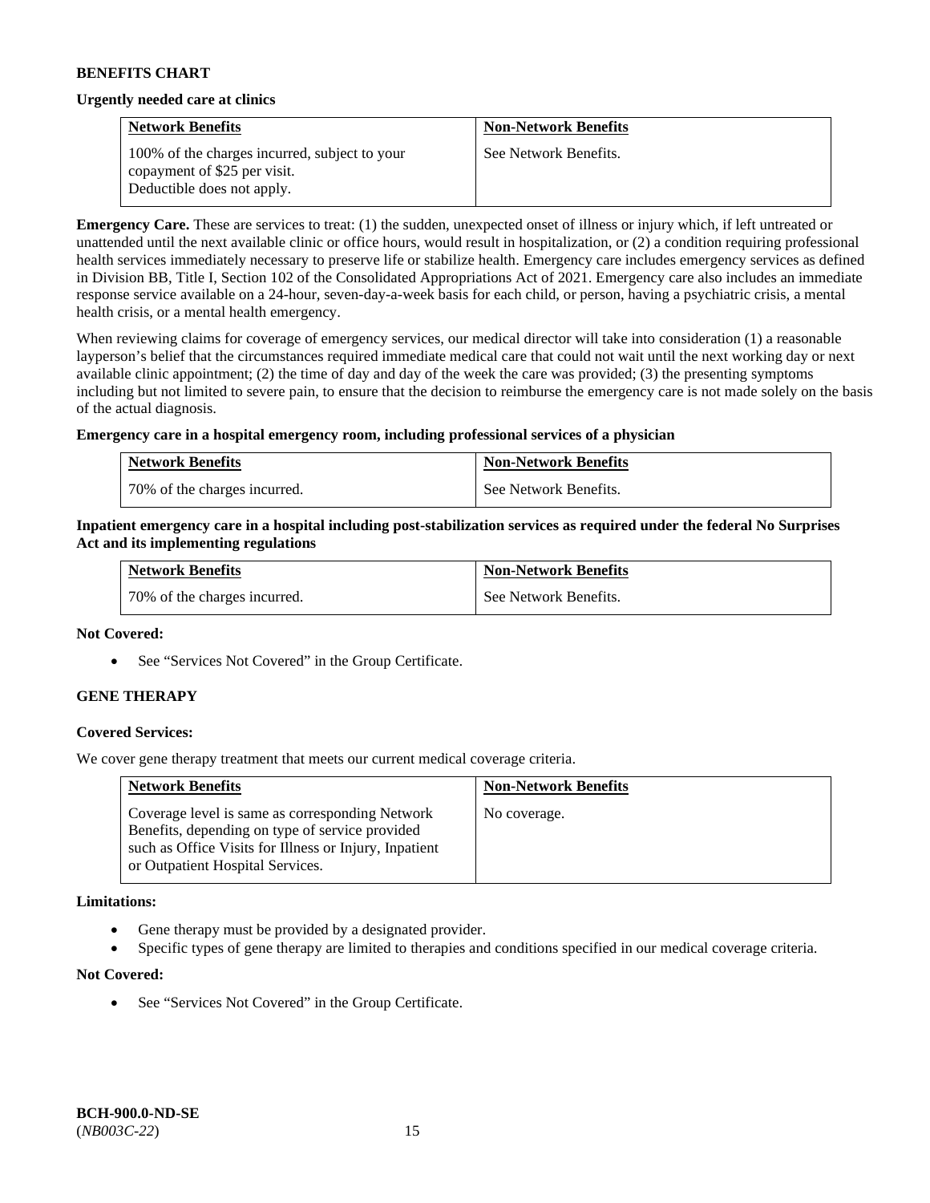**BENEFITS CHART**

**Urgently needed care at clinics**

| Network Benefits | Non-Network Benefits |
|---|---|
| 100% of the charges incurred, subject to your copayment of $25 per visit. Deductible does not apply. | See Network Benefits. |

**Emergency Care.** These are services to treat: (1) the sudden, unexpected onset of illness or injury which, if left untreated or unattended until the next available clinic or office hours, would result in hospitalization, or (2) a condition requiring professional health services immediately necessary to preserve life or stabilize health. Emergency care includes emergency services as defined in Division BB, Title I, Section 102 of the Consolidated Appropriations Act of 2021. Emergency care also includes an immediate response service available on a 24-hour, seven-day-a-week basis for each child, or person, having a psychiatric crisis, a mental health crisis, or a mental health emergency.

When reviewing claims for coverage of emergency services, our medical director will take into consideration (1) a reasonable layperson's belief that the circumstances required immediate medical care that could not wait until the next working day or next available clinic appointment; (2) the time of day and day of the week the care was provided; (3) the presenting symptoms including but not limited to severe pain, to ensure that the decision to reimburse the emergency care is not made solely on the basis of the actual diagnosis.

**Emergency care in a hospital emergency room, including professional services of a physician**

| Network Benefits | Non-Network Benefits |
|---|---|
| 70% of the charges incurred. | See Network Benefits. |

**Inpatient emergency care in a hospital including post-stabilization services as required under the federal No Surprises Act and its implementing regulations**

| Network Benefits | Non-Network Benefits |
|---|---|
| 70% of the charges incurred. | See Network Benefits. |

**Not Covered:**

- See "Services Not Covered" in the Group Certificate.

**GENE THERAPY**

**Covered Services:**

We cover gene therapy treatment that meets our current medical coverage criteria.

| Network Benefits | Non-Network Benefits |
|---|---|
| Coverage level is same as corresponding Network Benefits, depending on type of service provided such as Office Visits for Illness or Injury, Inpatient or Outpatient Hospital Services. | No coverage. |

**Limitations:**

- Gene therapy must be provided by a designated provider.
- Specific types of gene therapy are limited to therapies and conditions specified in our medical coverage criteria.

**Not Covered:**

- See "Services Not Covered" in the Group Certificate.

**BCH-900.0-ND-SE**
(*NB003C-22*)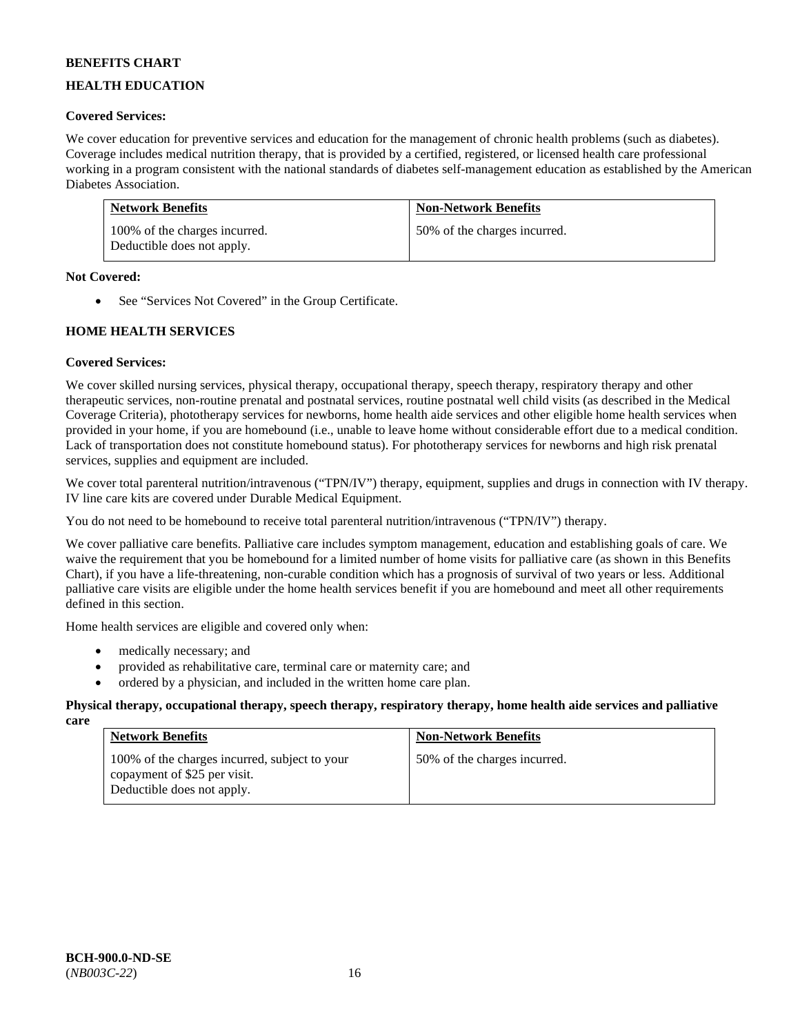**BENEFITS CHART**

**HEALTH EDUCATION**

**Covered Services:**

We cover education for preventive services and education for the management of chronic health problems (such as diabetes). Coverage includes medical nutrition therapy, that is provided by a certified, registered, or licensed health care professional working in a program consistent with the national standards of diabetes self-management education as established by the American Diabetes Association.

| Network Benefits | Non-Network Benefits |
| --- | --- |
| 100% of the charges incurred. Deductible does not apply. | 50% of the charges incurred. |

**Not Covered:**

- See "Services Not Covered" in the Group Certificate.

**HOME HEALTH SERVICES**

**Covered Services:**

We cover skilled nursing services, physical therapy, occupational therapy, speech therapy, respiratory therapy and other therapeutic services, non-routine prenatal and postnatal services, routine postnatal well child visits (as described in the Medical Coverage Criteria), phototherapy services for newborns, home health aide services and other eligible home health services when provided in your home, if you are homebound (i.e., unable to leave home without considerable effort due to a medical condition. Lack of transportation does not constitute homebound status). For phototherapy services for newborns and high risk prenatal services, supplies and equipment are included.

We cover total parenteral nutrition/intravenous ("TPN/IV") therapy, equipment, supplies and drugs in connection with IV therapy. IV line care kits are covered under Durable Medical Equipment.

You do not need to be homebound to receive total parenteral nutrition/intravenous ("TPN/IV") therapy.

We cover palliative care benefits. Palliative care includes symptom management, education and establishing goals of care. We waive the requirement that you be homebound for a limited number of home visits for palliative care (as shown in this Benefits Chart), if you have a life-threatening, non-curable condition which has a prognosis of survival of two years or less. Additional palliative care visits are eligible under the home health services benefit if you are homebound and meet all other requirements defined in this section.

Home health services are eligible and covered only when:

- medically necessary; and
- provided as rehabilitative care, terminal care or maternity care; and
- ordered by a physician, and included in the written home care plan.

**Physical therapy, occupational therapy, speech therapy, respiratory therapy, home health aide services and palliative care**

| Network Benefits | Non-Network Benefits |
| --- | --- |
| 100% of the charges incurred, subject to your copayment of $25 per visit. Deductible does not apply. | 50% of the charges incurred. |

**BCH-900.0-ND-SE**
(*NB003C-22*)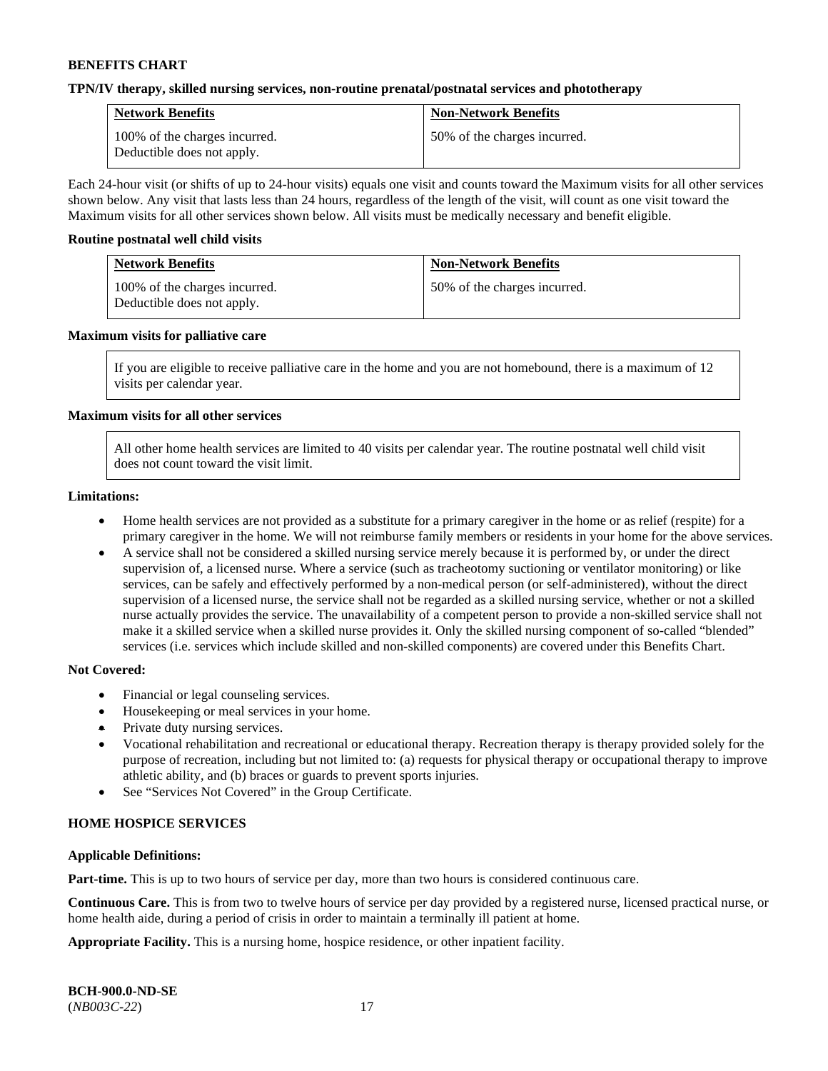**BENEFITS CHART**

**TPN/IV therapy, skilled nursing services, non-routine prenatal/postnatal services and phototherapy**

| Network Benefits | Non-Network Benefits |
|---|---|
| 100% of the charges incurred. Deductible does not apply. | 50% of the charges incurred. |

Each 24-hour visit (or shifts of up to 24-hour visits) equals one visit and counts toward the Maximum visits for all other services shown below. Any visit that lasts less than 24 hours, regardless of the length of the visit, will count as one visit toward the Maximum visits for all other services shown below. All visits must be medically necessary and benefit eligible.

**Routine postnatal well child visits**

| Network Benefits | Non-Network Benefits |
|---|---|
| 100% of the charges incurred. Deductible does not apply. | 50% of the charges incurred. |

**Maximum visits for palliative care**

If you are eligible to receive palliative care in the home and you are not homebound, there is a maximum of 12 visits per calendar year.

**Maximum visits for all other services**

All other home health services are limited to 40 visits per calendar year. The routine postnatal well child visit does not count toward the visit limit.

**Limitations:**

- Home health services are not provided as a substitute for a primary caregiver in the home or as relief (respite) for a primary caregiver in the home. We will not reimburse family members or residents in your home for the above services.
- A service shall not be considered a skilled nursing service merely because it is performed by, or under the direct supervision of, a licensed nurse. Where a service (such as tracheotomy suctioning or ventilator monitoring) or like services, can be safely and effectively performed by a non-medical person (or self-administered), without the direct supervision of a licensed nurse, the service shall not be regarded as a skilled nursing service, whether or not a skilled nurse actually provides the service. The unavailability of a competent person to provide a non-skilled service shall not make it a skilled service when a skilled nurse provides it. Only the skilled nursing component of so-called "blended" services (i.e. services which include skilled and non-skilled components) are covered under this Benefits Chart.

**Not Covered:**

- Financial or legal counseling services.
- Housekeeping or meal services in your home.
- Private duty nursing services.
- Vocational rehabilitation and recreational or educational therapy. Recreation therapy is therapy provided solely for the purpose of recreation, including but not limited to: (a) requests for physical therapy or occupational therapy to improve athletic ability, and (b) braces or guards to prevent sports injuries.
- See "Services Not Covered" in the Group Certificate.

**HOME HOSPICE SERVICES**

**Applicable Definitions:**

**Part-time.** This is up to two hours of service per day, more than two hours is considered continuous care.

**Continuous Care.** This is from two to twelve hours of service per day provided by a registered nurse, licensed practical nurse, or home health aide, during a period of crisis in order to maintain a terminally ill patient at home.

**Appropriate Facility.** This is a nursing home, hospice residence, or other inpatient facility.

**BCH-900.0-ND-SE**
(*NB003C-22*)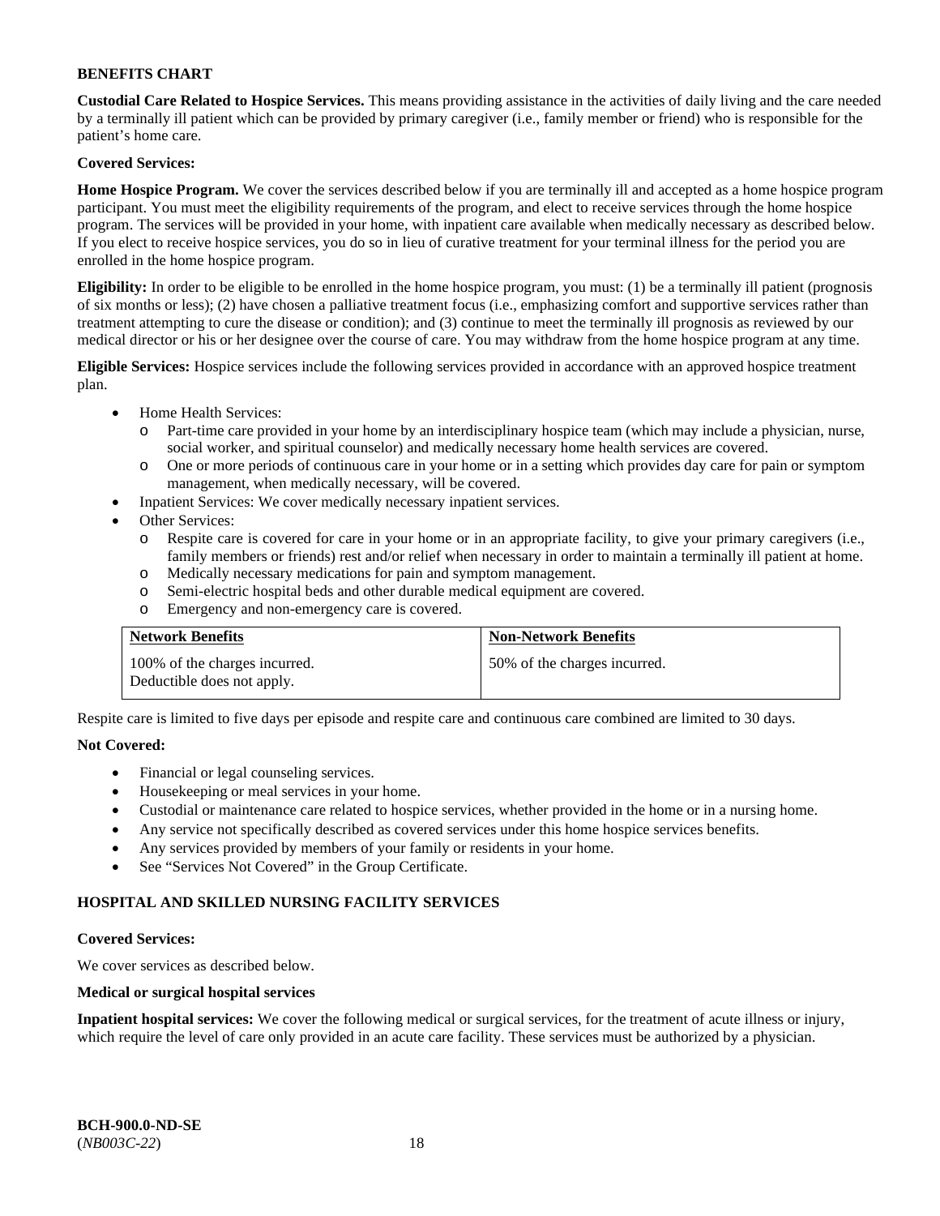**BENEFITS CHART**

**Custodial Care Related to Hospice Services.** This means providing assistance in the activities of daily living and the care needed by a terminally ill patient which can be provided by primary caregiver (i.e., family member or friend) who is responsible for the patient's home care.

**Covered Services:**

**Home Hospice Program.** We cover the services described below if you are terminally ill and accepted as a home hospice program participant. You must meet the eligibility requirements of the program, and elect to receive services through the home hospice program. The services will be provided in your home, with inpatient care available when medically necessary as described below. If you elect to receive hospice services, you do so in lieu of curative treatment for your terminal illness for the period you are enrolled in the home hospice program.

**Eligibility:** In order to be eligible to be enrolled in the home hospice program, you must: (1) be a terminally ill patient (prognosis of six months or less); (2) have chosen a palliative treatment focus (i.e., emphasizing comfort and supportive services rather than treatment attempting to cure the disease or condition); and (3) continue to meet the terminally ill prognosis as reviewed by our medical director or his or her designee over the course of care. You may withdraw from the home hospice program at any time.

**Eligible Services:** Hospice services include the following services provided in accordance with an approved hospice treatment plan.

- Home Health Services:
  - Part-time care provided in your home by an interdisciplinary hospice team (which may include a physician, nurse, social worker, and spiritual counselor) and medically necessary home health services are covered.
  - One or more periods of continuous care in your home or in a setting which provides day care for pain or symptom management, when medically necessary, will be covered.
- Inpatient Services: We cover medically necessary inpatient services.
- Other Services:
  - Respite care is covered for care in your home or in an appropriate facility, to give your primary caregivers (i.e., family members or friends) rest and/or relief when necessary in order to maintain a terminally ill patient at home.
  - Medically necessary medications for pain and symptom management.
  - Semi-electric hospital beds and other durable medical equipment are covered.
  - Emergency and non-emergency care is covered.

| Network Benefits | Non-Network Benefits |
|---|---|
| 100% of the charges incurred. Deductible does not apply. | 50% of the charges incurred. |

Respite care is limited to five days per episode and respite care and continuous care combined are limited to 30 days.

**Not Covered:**

- Financial or legal counseling services.
- Housekeeping or meal services in your home.
- Custodial or maintenance care related to hospice services, whether provided in the home or in a nursing home.
- Any service not specifically described as covered services under this home hospice services benefits.
- Any services provided by members of your family or residents in your home.
- See "Services Not Covered" in the Group Certificate.

**HOSPITAL AND SKILLED NURSING FACILITY SERVICES**

**Covered Services:**

We cover services as described below.

**Medical or surgical hospital services**

**Inpatient hospital services:** We cover the following medical or surgical services, for the treatment of acute illness or injury, which require the level of care only provided in an acute care facility. These services must be authorized by a physician.

**BCH-900.0-ND-SE**
(*NB003C-22*)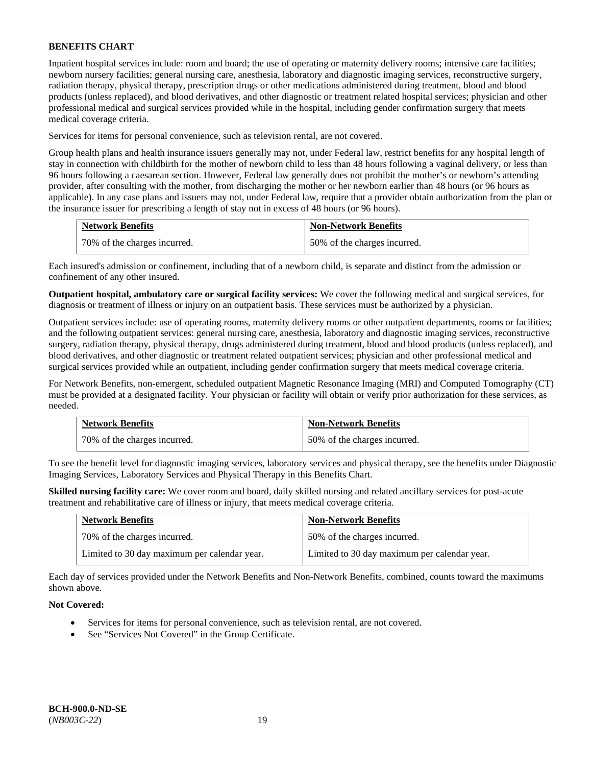**BENEFITS CHART**

Inpatient hospital services include: room and board; the use of operating or maternity delivery rooms; intensive care facilities; newborn nursery facilities; general nursing care, anesthesia, laboratory and diagnostic imaging services, reconstructive surgery, radiation therapy, physical therapy, prescription drugs or other medications administered during treatment, blood and blood products (unless replaced), and blood derivatives, and other diagnostic or treatment related hospital services; physician and other professional medical and surgical services provided while in the hospital, including gender confirmation surgery that meets medical coverage criteria.

Services for items for personal convenience, such as television rental, are not covered.

Group health plans and health insurance issuers generally may not, under Federal law, restrict benefits for any hospital length of stay in connection with childbirth for the mother of newborn child to less than 48 hours following a vaginal delivery, or less than 96 hours following a caesarean section. However, Federal law generally does not prohibit the mother's or newborn's attending provider, after consulting with the mother, from discharging the mother or her newborn earlier than 48 hours (or 96 hours as applicable). In any case plans and issuers may not, under Federal law, require that a provider obtain authorization from the plan or the insurance issuer for prescribing a length of stay not in excess of 48 hours (or 96 hours).

| Network Benefits | Non-Network Benefits |
|---|---|
| 70% of the charges incurred. | 50% of the charges incurred. |

Each insured's admission or confinement, including that of a newborn child, is separate and distinct from the admission or confinement of any other insured.

**Outpatient hospital, ambulatory care or surgical facility services:** We cover the following medical and surgical services, for diagnosis or treatment of illness or injury on an outpatient basis. These services must be authorized by a physician.

Outpatient services include: use of operating rooms, maternity delivery rooms or other outpatient departments, rooms or facilities; and the following outpatient services: general nursing care, anesthesia, laboratory and diagnostic imaging services, reconstructive surgery, radiation therapy, physical therapy, drugs administered during treatment, blood and blood products (unless replaced), and blood derivatives, and other diagnostic or treatment related outpatient services; physician and other professional medical and surgical services provided while an outpatient, including gender confirmation surgery that meets medical coverage criteria.

For Network Benefits, non-emergent, scheduled outpatient Magnetic Resonance Imaging (MRI) and Computed Tomography (CT) must be provided at a designated facility. Your physician or facility will obtain or verify prior authorization for these services, as needed.

| Network Benefits | Non-Network Benefits |
|---|---|
| 70% of the charges incurred. | 50% of the charges incurred. |

To see the benefit level for diagnostic imaging services, laboratory services and physical therapy, see the benefits under Diagnostic Imaging Services, Laboratory Services and Physical Therapy in this Benefits Chart.

**Skilled nursing facility care:** We cover room and board, daily skilled nursing and related ancillary services for post-acute treatment and rehabilitative care of illness or injury, that meets medical coverage criteria.

| Network Benefits | Non-Network Benefits |
|---|---|
| 70% of the charges incurred. | 50% of the charges incurred. |
| Limited to 30 day maximum per calendar year. | Limited to 30 day maximum per calendar year. |

Each day of services provided under the Network Benefits and Non-Network Benefits, combined, counts toward the maximums shown above.

**Not Covered:**

- Services for items for personal convenience, such as television rental, are not covered.
- See "Services Not Covered" in the Group Certificate.

**BCH-900.0-ND-SE**
(*NB003C-22*)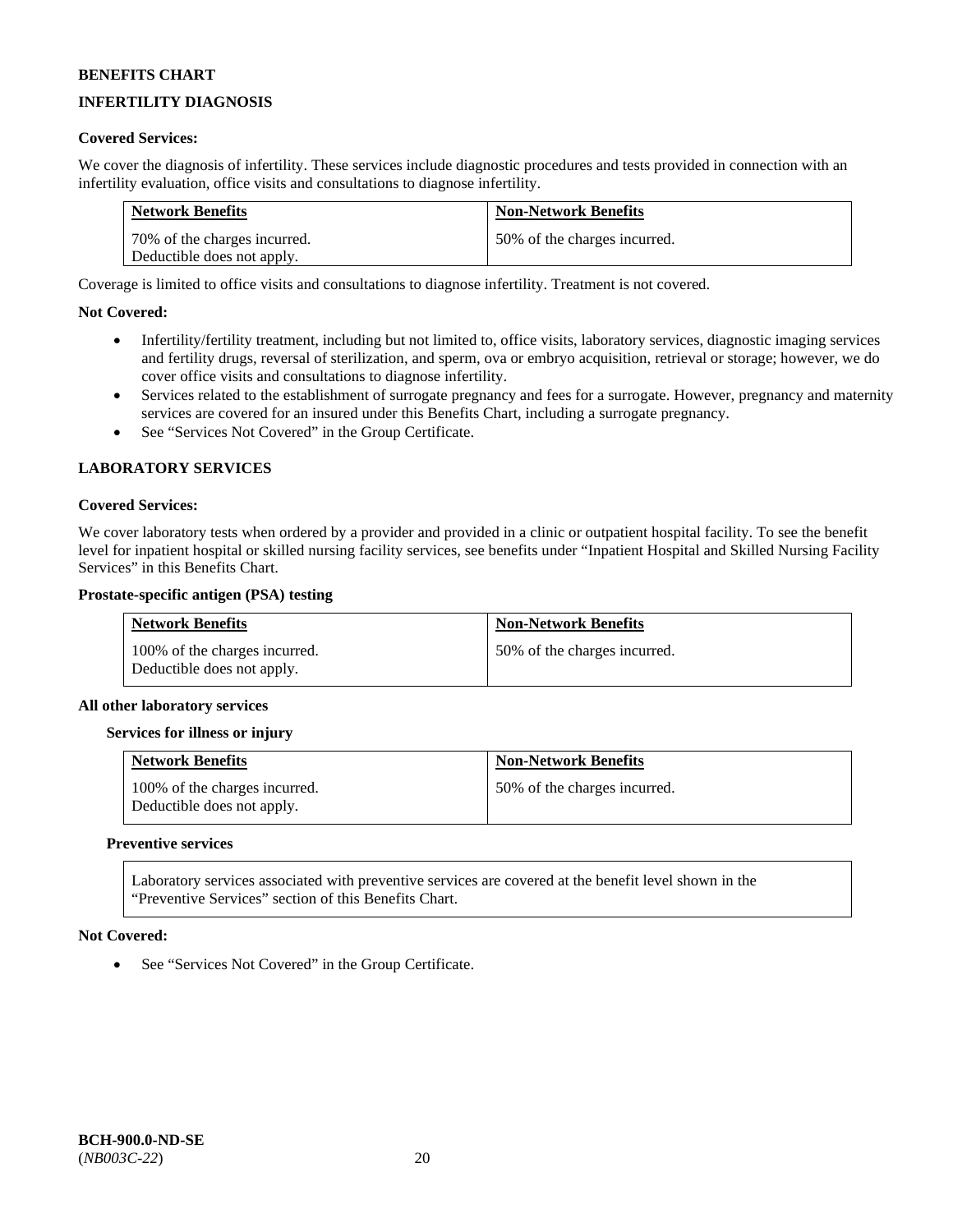**BENEFITS CHART**

**INFERTILITY DIAGNOSIS**

**Covered Services:**

We cover the diagnosis of infertility. These services include diagnostic procedures and tests provided in connection with an infertility evaluation, office visits and consultations to diagnose infertility.

| Network Benefits | Non-Network Benefits |
|---|---|
| 70% of the charges incurred. Deductible does not apply. | 50% of the charges incurred. |

Coverage is limited to office visits and consultations to diagnose infertility. Treatment is not covered.

**Not Covered:**

- Infertility/fertility treatment, including but not limited to, office visits, laboratory services, diagnostic imaging services and fertility drugs, reversal of sterilization, and sperm, ova or embryo acquisition, retrieval or storage; however, we do cover office visits and consultations to diagnose infertility.
- Services related to the establishment of surrogate pregnancy and fees for a surrogate. However, pregnancy and maternity services are covered for an insured under this Benefits Chart, including a surrogate pregnancy.
- See "Services Not Covered" in the Group Certificate.

**LABORATORY SERVICES**

**Covered Services:**

We cover laboratory tests when ordered by a provider and provided in a clinic or outpatient hospital facility. To see the benefit level for inpatient hospital or skilled nursing facility services, see benefits under "Inpatient Hospital and Skilled Nursing Facility Services" in this Benefits Chart.

**Prostate-specific antigen (PSA) testing**

| Network Benefits | Non-Network Benefits |
|---|---|
| 100% of the charges incurred. Deductible does not apply. | 50% of the charges incurred. |

**All other laboratory services**

**Services for illness or injury**

| Network Benefits | Non-Network Benefits |
|---|---|
| 100% of the charges incurred. Deductible does not apply. | 50% of the charges incurred. |

**Preventive services**

| Laboratory services associated with preventive services are covered at the benefit level shown in the "Preventive Services" section of this Benefits Chart. |
|---|

**Not Covered:**

- See "Services Not Covered" in the Group Certificate.

**BCH-900.0-ND-SE**
(*NB003C-22*)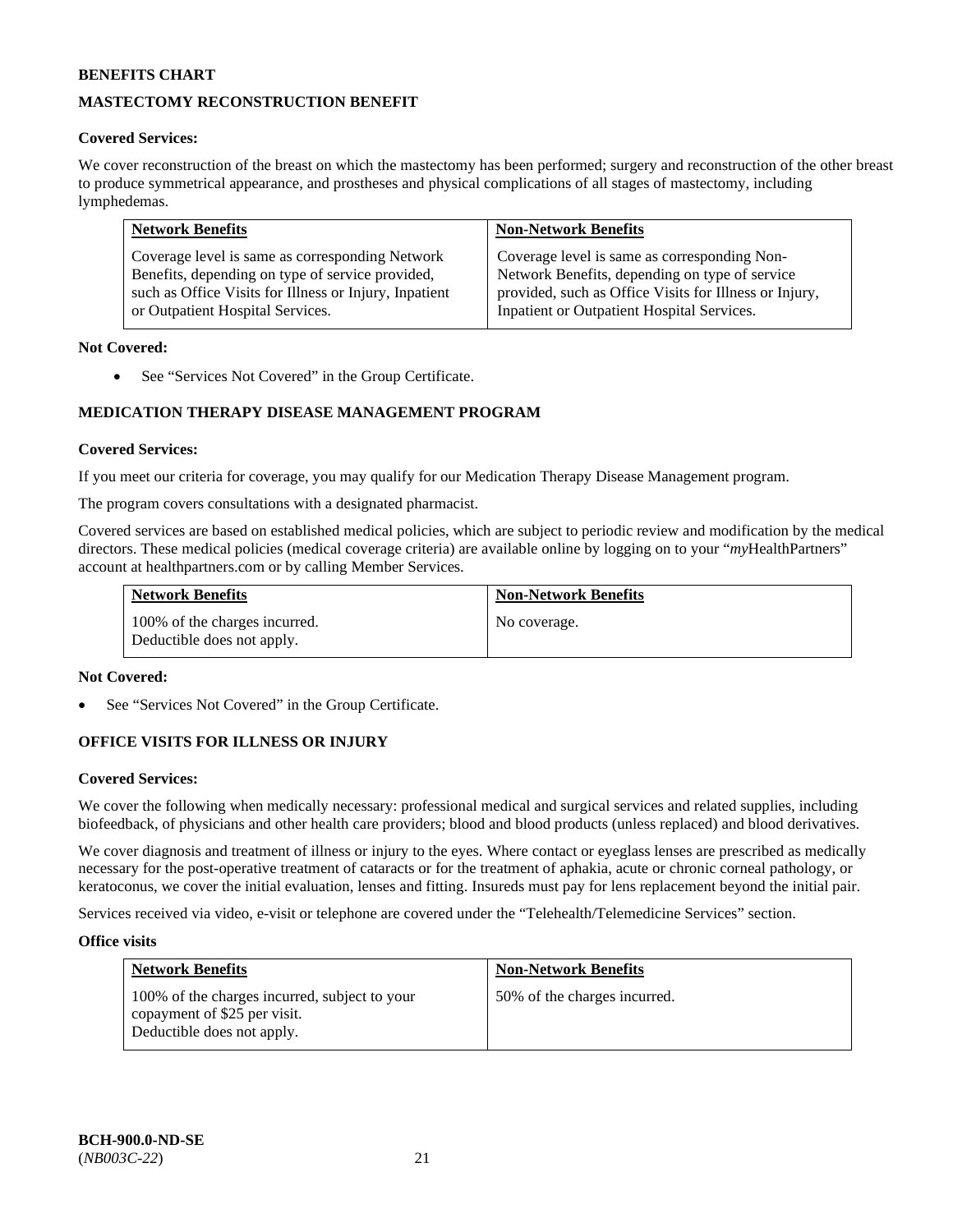**BENEFITS CHART**

**MASTECTOMY RECONSTRUCTION BENEFIT**

**Covered Services:**

We cover reconstruction of the breast on which the mastectomy has been performed; surgery and reconstruction of the other breast to produce symmetrical appearance, and prostheses and physical complications of all stages of mastectomy, including lymphedemas.

| Network Benefits | Non-Network Benefits |
|---|---|
| Coverage level is same as corresponding Network Benefits, depending on type of service provided, such as Office Visits for Illness or Injury, Inpatient or Outpatient Hospital Services. | Coverage level is same as corresponding Non-Network Benefits, depending on type of service provided, such as Office Visits for Illness or Injury, Inpatient or Outpatient Hospital Services. |

**Not Covered:**

- See "Services Not Covered" in the Group Certificate.

**MEDICATION THERAPY DISEASE MANAGEMENT PROGRAM**

**Covered Services:**

If you meet our criteria for coverage, you may qualify for our Medication Therapy Disease Management program.

The program covers consultations with a designated pharmacist.

Covered services are based on established medical policies, which are subject to periodic review and modification by the medical directors. These medical policies (medical coverage criteria) are available online by logging on to your "*my*HealthPartners" account at healthpartners.com or by calling Member Services.

| Network Benefits | Non-Network Benefits |
|---|---|
| 100% of the charges incurred. Deductible does not apply. | No coverage. |

**Not Covered:**

- See "Services Not Covered" in the Group Certificate.

**OFFICE VISITS FOR ILLNESS OR INJURY**

**Covered Services:**

We cover the following when medically necessary: professional medical and surgical services and related supplies, including biofeedback, of physicians and other health care providers; blood and blood products (unless replaced) and blood derivatives.

We cover diagnosis and treatment of illness or injury to the eyes. Where contact or eyeglass lenses are prescribed as medically necessary for the post-operative treatment of cataracts or for the treatment of aphakia, acute or chronic corneal pathology, or keratoconus, we cover the initial evaluation, lenses and fitting. Insureds must pay for lens replacement beyond the initial pair.

Services received via video, e-visit or telephone are covered under the "Telehealth/Telemedicine Services" section.

**Office visits**

| Network Benefits | Non-Network Benefits |
|---|---|
| 100% of the charges incurred, subject to your copayment of $25 per visit. Deductible does not apply. | 50% of the charges incurred. |

**BCH-900.0-ND-SE**
(*NB003C-22*)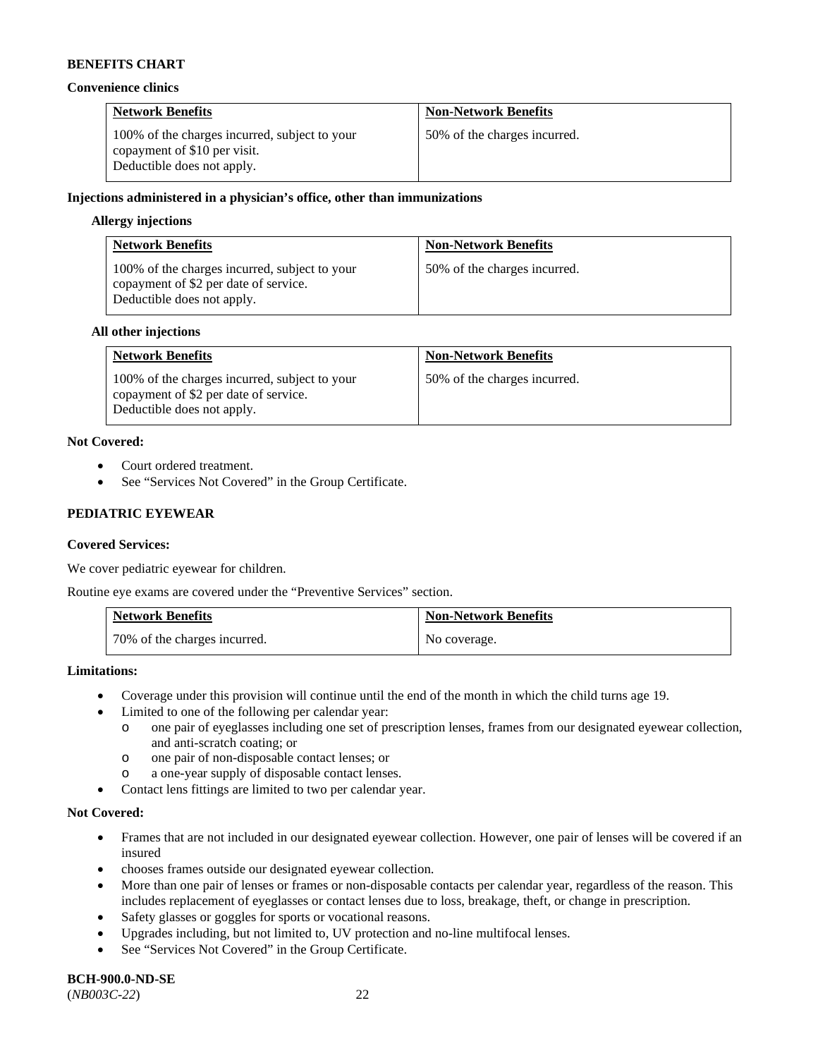**BENEFITS CHART**

**Convenience clinics**

| Network Benefits | Non-Network Benefits |
|---|---|
| 100% of the charges incurred, subject to your copayment of $10 per visit. Deductible does not apply. | 50% of the charges incurred. |

**Injections administered in a physician's office, other than immunizations**

**Allergy injections**

| Network Benefits | Non-Network Benefits |
|---|---|
| 100% of the charges incurred, subject to your copayment of $2 per date of service. Deductible does not apply. | 50% of the charges incurred. |

**All other injections**

| Network Benefits | Non-Network Benefits |
|---|---|
| 100% of the charges incurred, subject to your copayment of $2 per date of service. Deductible does not apply. | 50% of the charges incurred. |

**Not Covered:**

- Court ordered treatment.
- See "Services Not Covered" in the Group Certificate.

**PEDIATRIC EYEWEAR**

**Covered Services:**

We cover pediatric eyewear for children.

Routine eye exams are covered under the "Preventive Services" section.

| Network Benefits | Non-Network Benefits |
|---|---|
| 70% of the charges incurred. | No coverage. |

**Limitations:**

- Coverage under this provision will continue until the end of the month in which the child turns age 19.
- Limited to one of the following per calendar year:
  - one pair of eyeglasses including one set of prescription lenses, frames from our designated eyewear collection, and anti-scratch coating; or
  - one pair of non-disposable contact lenses; or
  - a one-year supply of disposable contact lenses.
- Contact lens fittings are limited to two per calendar year.

**Not Covered:**

- Frames that are not included in our designated eyewear collection. However, one pair of lenses will be covered if an insured
- chooses frames outside our designated eyewear collection.
- More than one pair of lenses or frames or non-disposable contacts per calendar year, regardless of the reason. This includes replacement of eyeglasses or contact lenses due to loss, breakage, theft, or change in prescription.
- Safety glasses or goggles for sports or vocational reasons.
- Upgrades including, but not limited to, UV protection and no-line multifocal lenses.
- See "Services Not Covered" in the Group Certificate.

**BCH-900.0-ND-SE**
(*NB003C-22*)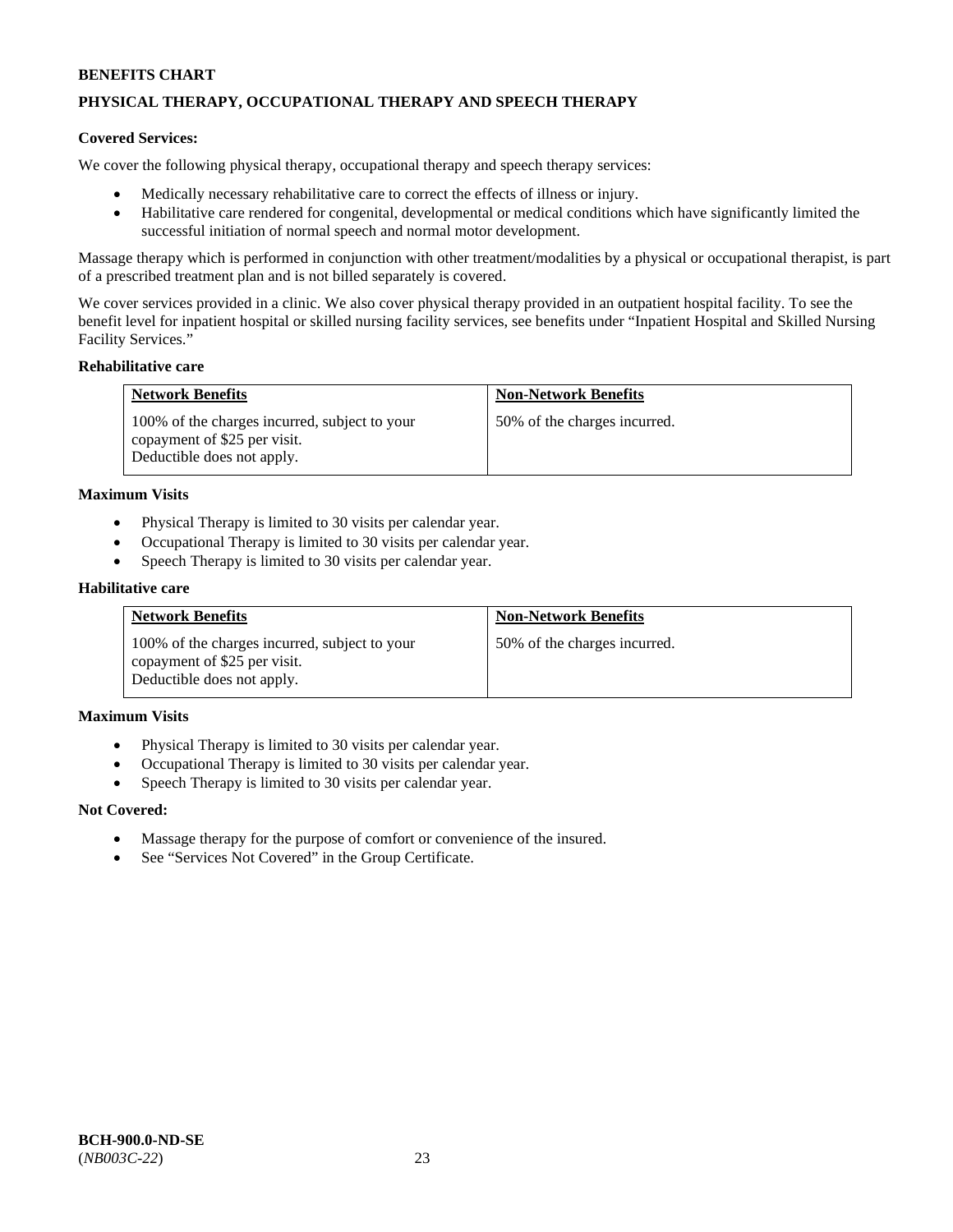**BENEFITS CHART**

**PHYSICAL THERAPY, OCCUPATIONAL THERAPY AND SPEECH THERAPY**

**Covered Services:**

We cover the following physical therapy, occupational therapy and speech therapy services:

- Medically necessary rehabilitative care to correct the effects of illness or injury.
- Habilitative care rendered for congenital, developmental or medical conditions which have significantly limited the successful initiation of normal speech and normal motor development.

Massage therapy which is performed in conjunction with other treatment/modalities by a physical or occupational therapist, is part of a prescribed treatment plan and is not billed separately is covered.

We cover services provided in a clinic. We also cover physical therapy provided in an outpatient hospital facility. To see the benefit level for inpatient hospital or skilled nursing facility services, see benefits under "Inpatient Hospital and Skilled Nursing Facility Services."

**Rehabilitative care**

| Network Benefits | Non-Network Benefits |
|---|---|
| 100% of the charges incurred, subject to your copayment of $25 per visit. Deductible does not apply. | 50% of the charges incurred. |

**Maximum Visits**

- Physical Therapy is limited to 30 visits per calendar year.
- Occupational Therapy is limited to 30 visits per calendar year.
- Speech Therapy is limited to 30 visits per calendar year.

**Habilitative care**

| Network Benefits | Non-Network Benefits |
|---|---|
| 100% of the charges incurred, subject to your copayment of $25 per visit. Deductible does not apply. | 50% of the charges incurred. |

**Maximum Visits**

- Physical Therapy is limited to 30 visits per calendar year.
- Occupational Therapy is limited to 30 visits per calendar year.
- Speech Therapy is limited to 30 visits per calendar year.

**Not Covered:**

- Massage therapy for the purpose of comfort or convenience of the insured.
- See "Services Not Covered" in the Group Certificate.

**BCH-900.0-ND-SE**
(*NB003C-22*)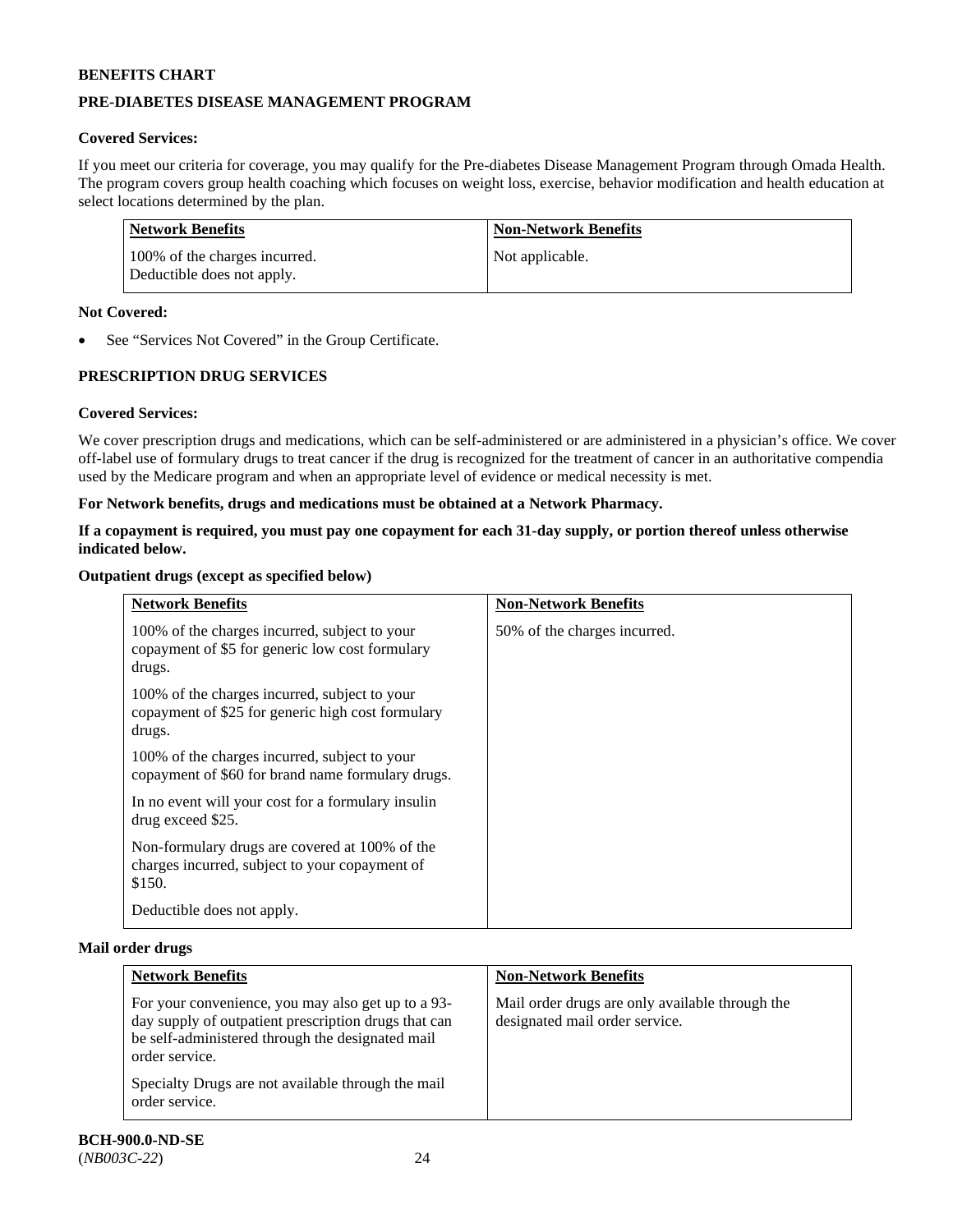**BENEFITS CHART**

**PRE-DIABETES DISEASE MANAGEMENT PROGRAM**

**Covered Services:**

If you meet our criteria for coverage, you may qualify for the Pre-diabetes Disease Management Program through Omada Health. The program covers group health coaching which focuses on weight loss, exercise, behavior modification and health education at select locations determined by the plan.

| Network Benefits | Non-Network Benefits |
|---|---|
| 100% of the charges incurred.<br>Deductible does not apply. | Not applicable. |

**Not Covered:**

- See "Services Not Covered" in the Group Certificate.

**PRESCRIPTION DRUG SERVICES**

**Covered Services:**

We cover prescription drugs and medications, which can be self-administered or are administered in a physician's office. We cover off-label use of formulary drugs to treat cancer if the drug is recognized for the treatment of cancer in an authoritative compendia used by the Medicare program and when an appropriate level of evidence or medical necessity is met.

**For Network benefits, drugs and medications must be obtained at a Network Pharmacy.**

**If a copayment is required, you must pay one copayment for each 31-day supply, or portion thereof unless otherwise indicated below.**

**Outpatient drugs (except as specified below)**

| Network Benefits | Non-Network Benefits |
|---|---|
| 100% of the charges incurred, subject to your copayment of $5 for generic low cost formulary drugs.<br><br>100% of the charges incurred, subject to your copayment of $25 for generic high cost formulary drugs.<br><br>100% of the charges incurred, subject to your copayment of $60 for brand name formulary drugs.<br><br>In no event will your cost for a formulary insulin drug exceed $25.<br><br>Non-formulary drugs are covered at 100% of the charges incurred, subject to your copayment of $150.<br><br>Deductible does not apply. | 50% of the charges incurred. |

**Mail order drugs**

| Network Benefits | Non-Network Benefits |
|---|---|
| For your convenience, you may also get up to a 93-day supply of outpatient prescription drugs that can be self-administered through the designated mail order service.<br><br>Specialty Drugs are not available through the mail order service. | Mail order drugs are only available through the designated mail order service. |

**BCH-900.0-ND-SE**
(*NB003C-22*)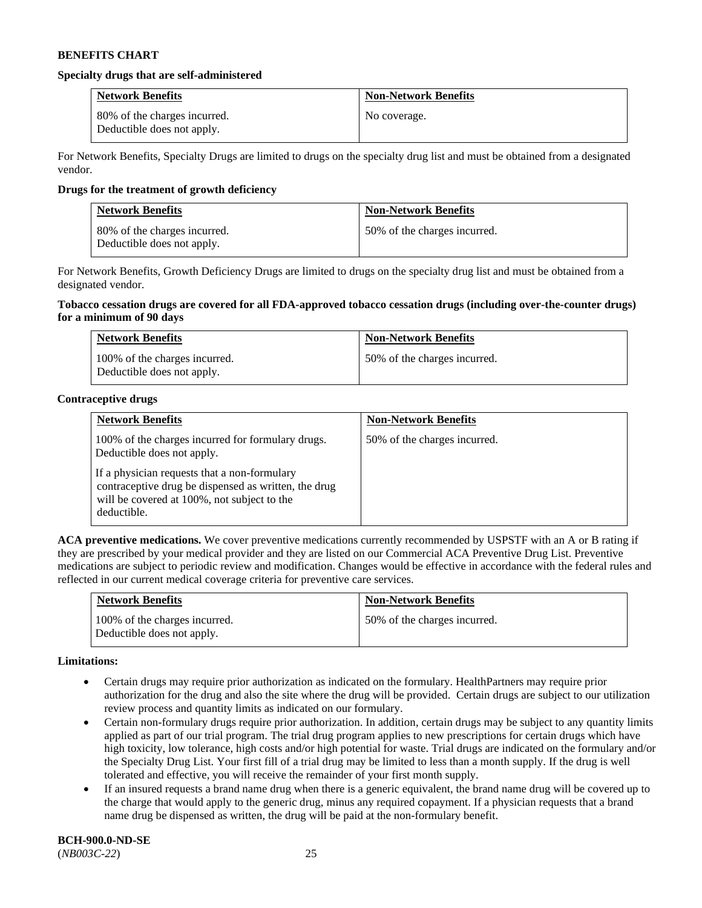**BENEFITS CHART**

**Specialty drugs that are self-administered**

| Network Benefits | Non-Network Benefits |
| --- | --- |
| 80% of the charges incurred. Deductible does not apply. | No coverage. |

For Network Benefits, Specialty Drugs are limited to drugs on the specialty drug list and must be obtained from a designated vendor.

**Drugs for the treatment of growth deficiency**

| Network Benefits | Non-Network Benefits |
| --- | --- |
| 80% of the charges incurred. Deductible does not apply. | 50% of the charges incurred. |

For Network Benefits, Growth Deficiency Drugs are limited to drugs on the specialty drug list and must be obtained from a designated vendor.

**Tobacco cessation drugs are covered for all FDA-approved tobacco cessation drugs (including over-the-counter drugs) for a minimum of 90 days**

| Network Benefits | Non-Network Benefits |
| --- | --- |
| 100% of the charges incurred. Deductible does not apply. | 50% of the charges incurred. |

**Contraceptive drugs**

| Network Benefits | Non-Network Benefits |
| --- | --- |
| 100% of the charges incurred for formulary drugs. Deductible does not apply.<br><br>If a physician requests that a non-formulary contraceptive drug be dispensed as written, the drug will be covered at 100%, not subject to the deductible. | 50% of the charges incurred. |

**ACA preventive medications.** We cover preventive medications currently recommended by USPSTF with an A or B rating if they are prescribed by your medical provider and they are listed on our Commercial ACA Preventive Drug List. Preventive medications are subject to periodic review and modification. Changes would be effective in accordance with the federal rules and reflected in our current medical coverage criteria for preventive care services.

| Network Benefits | Non-Network Benefits |
| --- | --- |
| 100% of the charges incurred. Deductible does not apply. | 50% of the charges incurred. |

**Limitations:**

- Certain drugs may require prior authorization as indicated on the formulary. HealthPartners may require prior authorization for the drug and also the site where the drug will be provided. Certain drugs are subject to our utilization review process and quantity limits as indicated on our formulary.
- Certain non-formulary drugs require prior authorization. In addition, certain drugs may be subject to any quantity limits applied as part of our trial program. The trial drug program applies to new prescriptions for certain drugs which have high toxicity, low tolerance, high costs and/or high potential for waste. Trial drugs are indicated on the formulary and/or the Specialty Drug List. Your first fill of a trial drug may be limited to less than a month supply. If the drug is well tolerated and effective, you will receive the remainder of your first month supply.
- If an insured requests a brand name drug when there is a generic equivalent, the brand name drug will be covered up to the charge that would apply to the generic drug, minus any required copayment. If a physician requests that a brand name drug be dispensed as written, the drug will be paid at the non-formulary benefit.

**BCH-900.0-ND-SE**
(*NB003C-22*)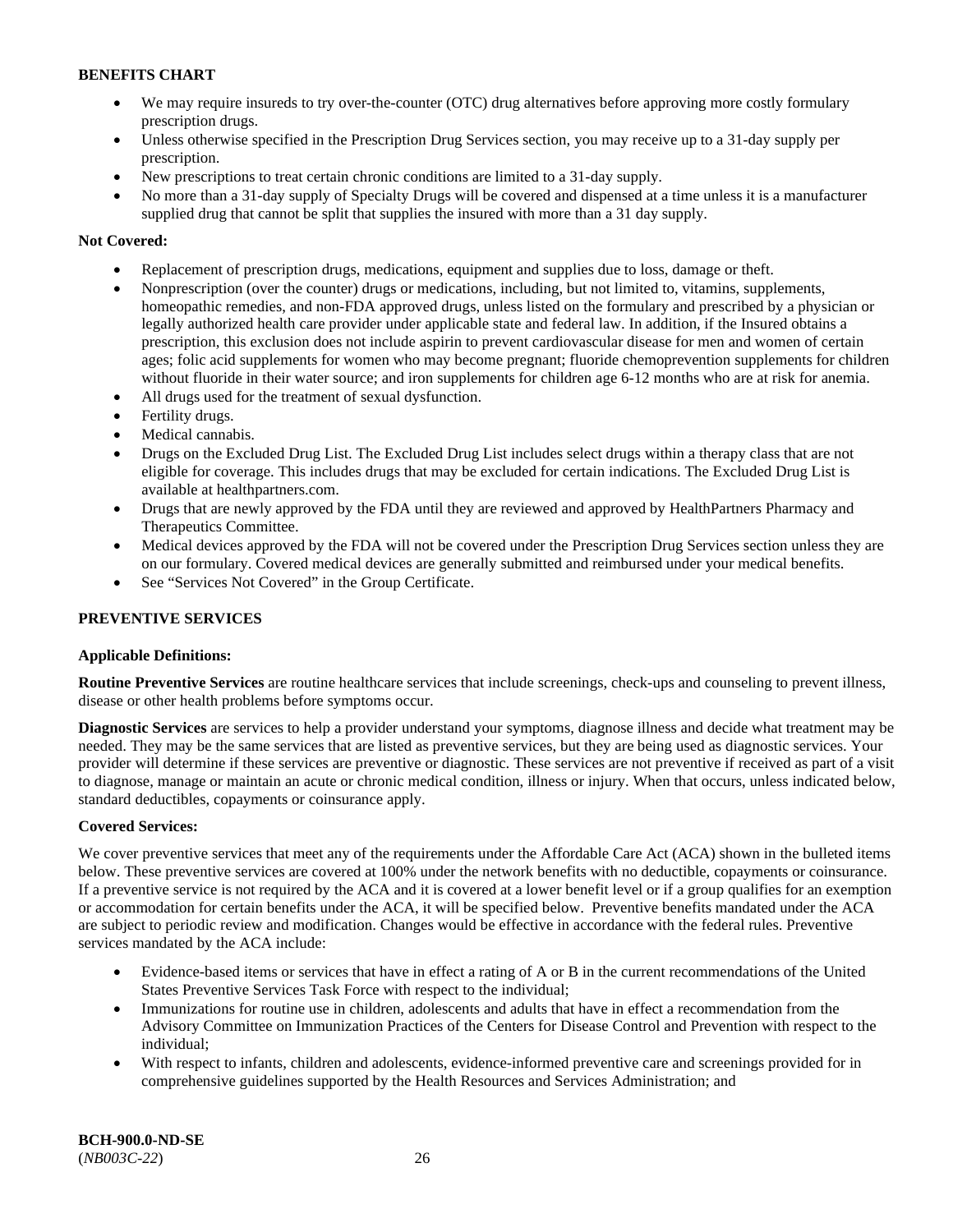**BENEFITS CHART**

- We may require insureds to try over-the-counter (OTC) drug alternatives before approving more costly formulary prescription drugs.
- Unless otherwise specified in the Prescription Drug Services section, you may receive up to a 31-day supply per prescription.
- New prescriptions to treat certain chronic conditions are limited to a 31-day supply.
- No more than a 31-day supply of Specialty Drugs will be covered and dispensed at a time unless it is a manufacturer supplied drug that cannot be split that supplies the insured with more than a 31 day supply.

**Not Covered:**

- Replacement of prescription drugs, medications, equipment and supplies due to loss, damage or theft.
- Nonprescription (over the counter) drugs or medications, including, but not limited to, vitamins, supplements, homeopathic remedies, and non-FDA approved drugs, unless listed on the formulary and prescribed by a physician or legally authorized health care provider under applicable state and federal law. In addition, if the Insured obtains a prescription, this exclusion does not include aspirin to prevent cardiovascular disease for men and women of certain ages; folic acid supplements for women who may become pregnant; fluoride chemoprevention supplements for children without fluoride in their water source; and iron supplements for children age 6-12 months who are at risk for anemia.
- All drugs used for the treatment of sexual dysfunction.
- Fertility drugs.
- Medical cannabis.
- Drugs on the Excluded Drug List. The Excluded Drug List includes select drugs within a therapy class that are not eligible for coverage. This includes drugs that may be excluded for certain indications. The Excluded Drug List is available at healthpartners.com.
- Drugs that are newly approved by the FDA until they are reviewed and approved by HealthPartners Pharmacy and Therapeutics Committee.
- Medical devices approved by the FDA will not be covered under the Prescription Drug Services section unless they are on our formulary. Covered medical devices are generally submitted and reimbursed under your medical benefits.
- See "Services Not Covered" in the Group Certificate.

**PREVENTIVE SERVICES**

**Applicable Definitions:**

**Routine Preventive Services** are routine healthcare services that include screenings, check-ups and counseling to prevent illness, disease or other health problems before symptoms occur.

**Diagnostic Services** are services to help a provider understand your symptoms, diagnose illness and decide what treatment may be needed. They may be the same services that are listed as preventive services, but they are being used as diagnostic services. Your provider will determine if these services are preventive or diagnostic. These services are not preventive if received as part of a visit to diagnose, manage or maintain an acute or chronic medical condition, illness or injury. When that occurs, unless indicated below, standard deductibles, copayments or coinsurance apply.

**Covered Services:**

We cover preventive services that meet any of the requirements under the Affordable Care Act (ACA) shown in the bulleted items below. These preventive services are covered at 100% under the network benefits with no deductible, copayments or coinsurance. If a preventive service is not required by the ACA and it is covered at a lower benefit level or if a group qualifies for an exemption or accommodation for certain benefits under the ACA, it will be specified below. Preventive benefits mandated under the ACA are subject to periodic review and modification. Changes would be effective in accordance with the federal rules. Preventive services mandated by the ACA include:

- Evidence-based items or services that have in effect a rating of A or B in the current recommendations of the United States Preventive Services Task Force with respect to the individual;
- Immunizations for routine use in children, adolescents and adults that have in effect a recommendation from the Advisory Committee on Immunization Practices of the Centers for Disease Control and Prevention with respect to the individual;
- With respect to infants, children and adolescents, evidence-informed preventive care and screenings provided for in comprehensive guidelines supported by the Health Resources and Services Administration; and

**BCH-900.0-ND-SE**
(*NB003C-22*)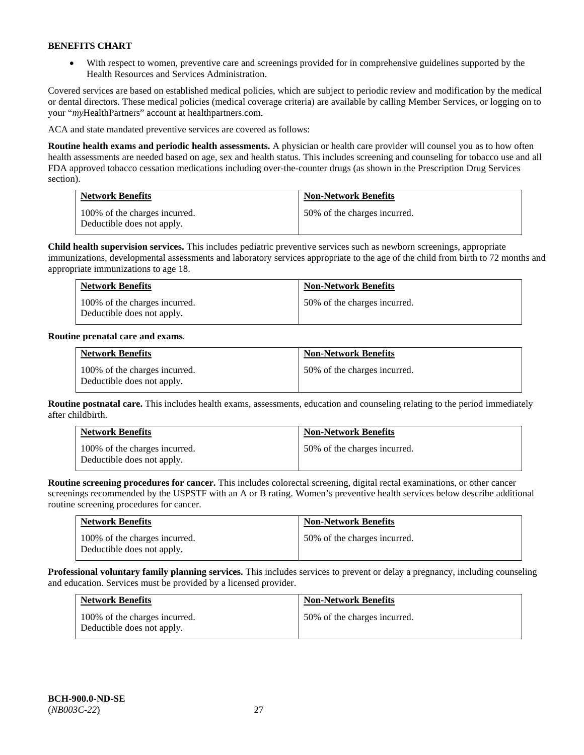**BENEFITS CHART**

- With respect to women, preventive care and screenings provided for in comprehensive guidelines supported by the Health Resources and Services Administration.

Covered services are based on established medical policies, which are subject to periodic review and modification by the medical or dental directors. These medical policies (medical coverage criteria) are available by calling Member Services, or logging on to your "*my*HealthPartners" account at healthpartners.com.

ACA and state mandated preventive services are covered as follows:

**Routine health exams and periodic health assessments.** A physician or health care provider will counsel you as to how often health assessments are needed based on age, sex and health status. This includes screening and counseling for tobacco use and all FDA approved tobacco cessation medications including over-the-counter drugs (as shown in the Prescription Drug Services section).

| Network Benefits | Non-Network Benefits |
| --- | --- |
| 100% of the charges incurred. Deductible does not apply. | 50% of the charges incurred. |

**Child health supervision services.** This includes pediatric preventive services such as newborn screenings, appropriate immunizations, developmental assessments and laboratory services appropriate to the age of the child from birth to 72 months and appropriate immunizations to age 18.

| Network Benefits | Non-Network Benefits |
| --- | --- |
| 100% of the charges incurred. Deductible does not apply. | 50% of the charges incurred. |

**Routine prenatal care and exams**.

| Network Benefits | Non-Network Benefits |
| --- | --- |
| 100% of the charges incurred. Deductible does not apply. | 50% of the charges incurred. |

**Routine postnatal care.** This includes health exams, assessments, education and counseling relating to the period immediately after childbirth.

| Network Benefits | Non-Network Benefits |
| --- | --- |
| 100% of the charges incurred. Deductible does not apply. | 50% of the charges incurred. |

**Routine screening procedures for cancer.** This includes colorectal screening, digital rectal examinations, or other cancer screenings recommended by the USPSTF with an A or B rating. Women's preventive health services below describe additional routine screening procedures for cancer.

| Network Benefits | Non-Network Benefits |
| --- | --- |
| 100% of the charges incurred. Deductible does not apply. | 50% of the charges incurred. |

**Professional voluntary family planning services.** This includes services to prevent or delay a pregnancy, including counseling and education. Services must be provided by a licensed provider.

| Network Benefits | Non-Network Benefits |
| --- | --- |
| 100% of the charges incurred. Deductible does not apply. | 50% of the charges incurred. |

**BCH-900.0-ND-SE**
(*NB003C-22*)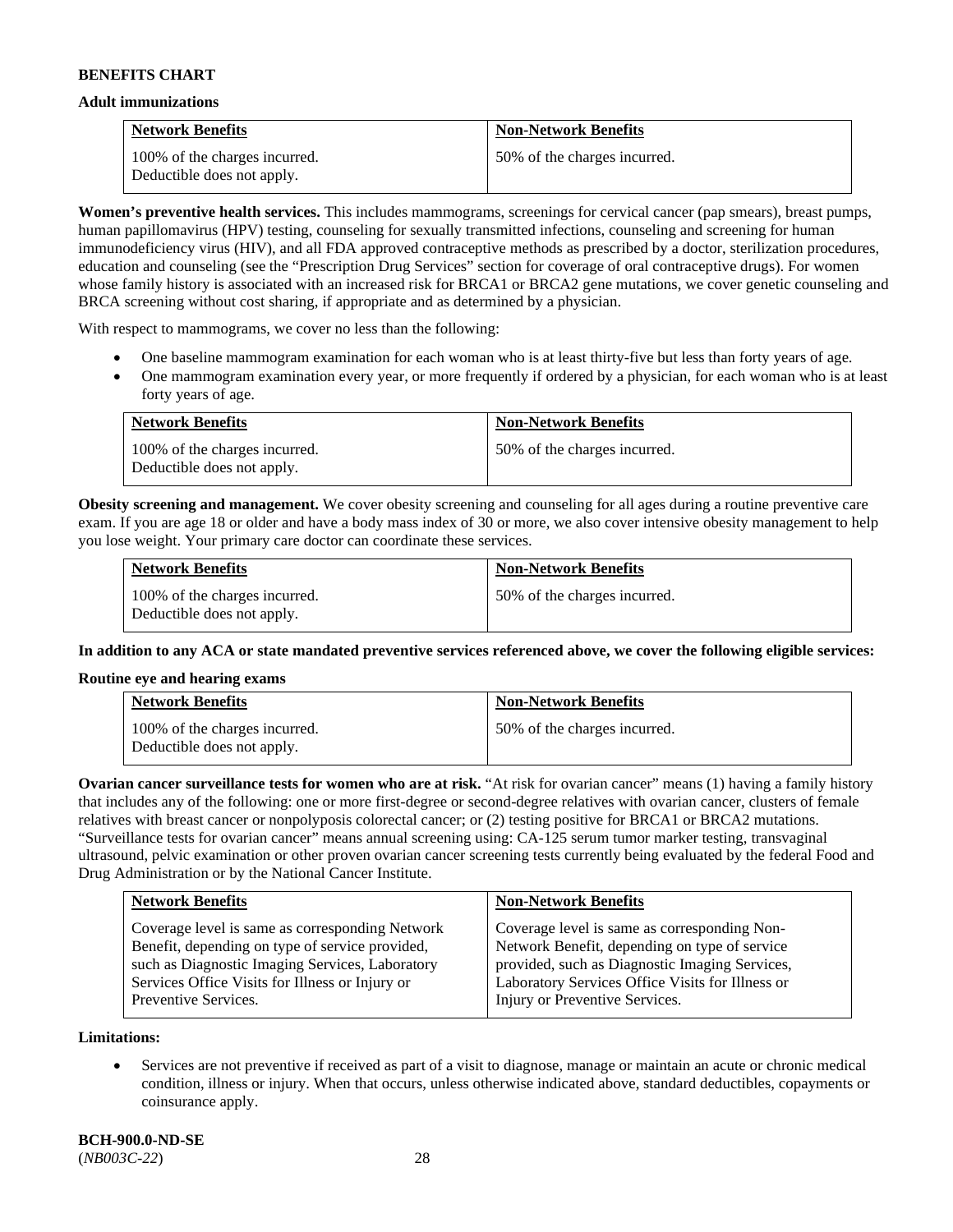**BENEFITS CHART**

**Adult immunizations**

| Network Benefits | Non-Network Benefits |
|---|---|
| 100% of the charges incurred. Deductible does not apply. | 50% of the charges incurred. |

**Women's preventive health services.** This includes mammograms, screenings for cervical cancer (pap smears), breast pumps, human papillomavirus (HPV) testing, counseling for sexually transmitted infections, counseling and screening for human immunodeficiency virus (HIV), and all FDA approved contraceptive methods as prescribed by a doctor, sterilization procedures, education and counseling (see the "Prescription Drug Services" section for coverage of oral contraceptive drugs). For women whose family history is associated with an increased risk for BRCA1 or BRCA2 gene mutations, we cover genetic counseling and BRCA screening without cost sharing, if appropriate and as determined by a physician.

With respect to mammograms, we cover no less than the following:

- One baseline mammogram examination for each woman who is at least thirty-five but less than forty years of age.
- One mammogram examination every year, or more frequently if ordered by a physician, for each woman who is at least forty years of age.

| Network Benefits | Non-Network Benefits |
|---|---|
| 100% of the charges incurred. Deductible does not apply. | 50% of the charges incurred. |

**Obesity screening and management.** We cover obesity screening and counseling for all ages during a routine preventive care exam. If you are age 18 or older and have a body mass index of 30 or more, we also cover intensive obesity management to help you lose weight. Your primary care doctor can coordinate these services.

| Network Benefits | Non-Network Benefits |
|---|---|
| 100% of the charges incurred. Deductible does not apply. | 50% of the charges incurred. |

**In addition to any ACA or state mandated preventive services referenced above, we cover the following eligible services:**

**Routine eye and hearing exams**

| Network Benefits | Non-Network Benefits |
|---|---|
| 100% of the charges incurred. Deductible does not apply. | 50% of the charges incurred. |

**Ovarian cancer surveillance tests for women who are at risk.** "At risk for ovarian cancer" means (1) having a family history that includes any of the following: one or more first-degree or second-degree relatives with ovarian cancer, clusters of female relatives with breast cancer or nonpolyposis colorectal cancer; or (2) testing positive for BRCA1 or BRCA2 mutations. "Surveillance tests for ovarian cancer" means annual screening using: CA-125 serum tumor marker testing, transvaginal ultrasound, pelvic examination or other proven ovarian cancer screening tests currently being evaluated by the federal Food and Drug Administration or by the National Cancer Institute.

| Network Benefits | Non-Network Benefits |
|---|---|
| Coverage level is same as corresponding Network Benefit, depending on type of service provided, such as Diagnostic Imaging Services, Laboratory Services Office Visits for Illness or Injury or Preventive Services. | Coverage level is same as corresponding Non-Network Benefit, depending on type of service provided, such as Diagnostic Imaging Services, Laboratory Services Office Visits for Illness or Injury or Preventive Services. |

**Limitations:**

- Services are not preventive if received as part of a visit to diagnose, manage or maintain an acute or chronic medical condition, illness or injury. When that occurs, unless otherwise indicated above, standard deductibles, copayments or coinsurance apply.

**BCH-900.0-ND-SE**
(*NB003C-22*)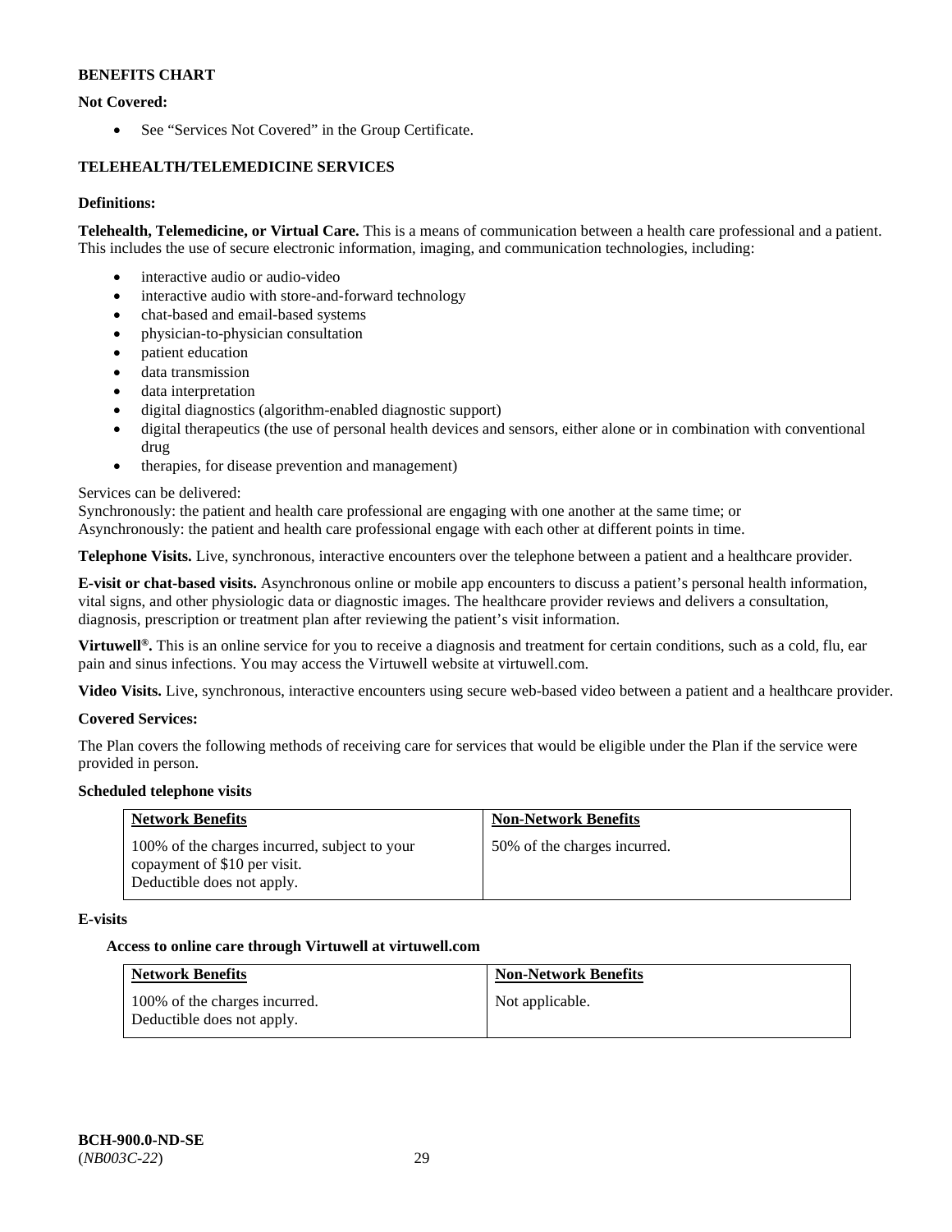**BENEFITS CHART**

**Not Covered:**

- See “Services Not Covered” in the Group Certificate.

**TELEHEALTH/TELEMEDICINE SERVICES**

**Definitions:**

**Telehealth, Telemedicine, or Virtual Care.** This is a means of communication between a health care professional and a patient. This includes the use of secure electronic information, imaging, and communication technologies, including:

- interactive audio or audio-video
- interactive audio with store-and-forward technology
- chat-based and email-based systems
- physician-to-physician consultation
- patient education
- data transmission
- data interpretation
- digital diagnostics (algorithm-enabled diagnostic support)
- digital therapeutics (the use of personal health devices and sensors, either alone or in combination with conventional drug
- therapies, for disease prevention and management)

Services can be delivered:
Synchronously: the patient and health care professional are engaging with one another at the same time; or
Asynchronously: the patient and health care professional engage with each other at different points in time.

**Telephone Visits.** Live, synchronous, interactive encounters over the telephone between a patient and a healthcare provider.

**E-visit or chat-based visits.** Asynchronous online or mobile app encounters to discuss a patient’s personal health information, vital signs, and other physiologic data or diagnostic images. The healthcare provider reviews and delivers a consultation, diagnosis, prescription or treatment plan after reviewing the patient’s visit information.

**Virtuwell®.** This is an online service for you to receive a diagnosis and treatment for certain conditions, such as a cold, flu, ear pain and sinus infections. You may access the Virtuwell website at virtuwell.com.

**Video Visits.** Live, synchronous, interactive encounters using secure web-based video between a patient and a healthcare provider.

**Covered Services:**

The Plan covers the following methods of receiving care for services that would be eligible under the Plan if the service were provided in person.

**Scheduled telephone visits**

| Network Benefits | Non-Network Benefits |
|---|---|
| 100% of the charges incurred, subject to your copayment of $10 per visit. Deductible does not apply. | 50% of the charges incurred. |

**E-visits**

**Access to online care through Virtuwell at virtuwell.com**

| Network Benefits | Non-Network Benefits |
|---|---|
| 100% of the charges incurred. Deductible does not apply. | Not applicable. |

**BCH-900.0-ND-SE**
(*NB003C-22*)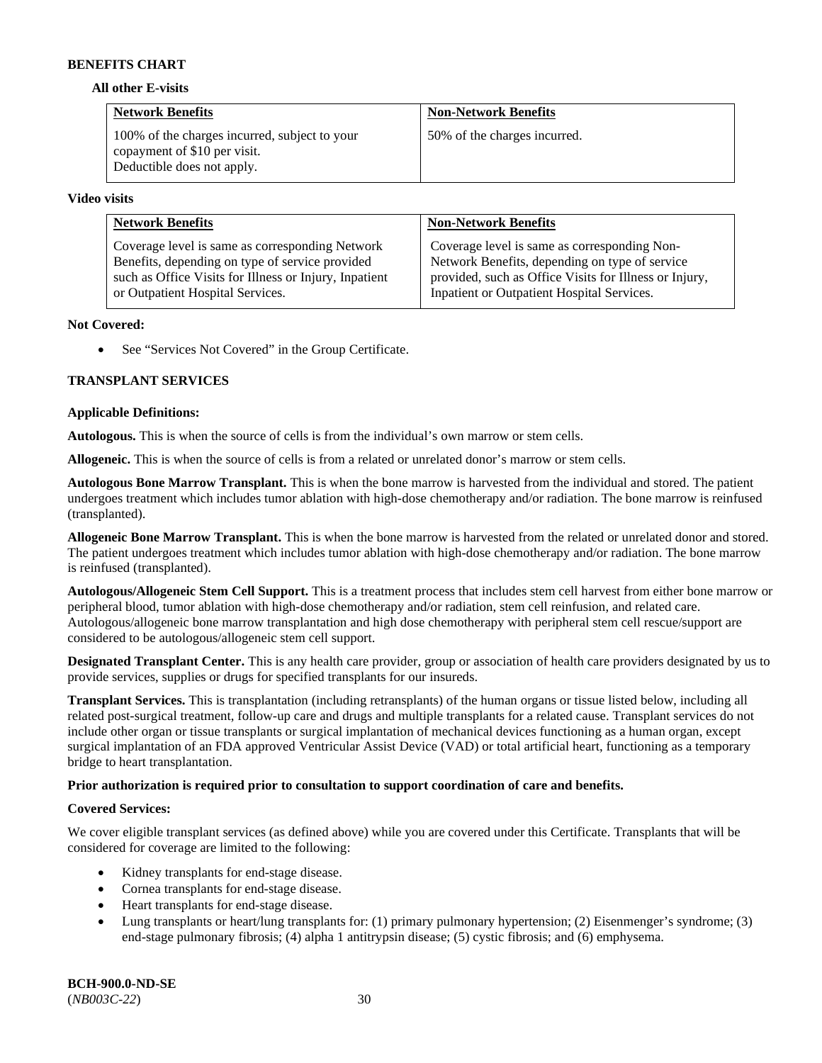**BENEFITS CHART**

**All other E-visits**

| Network Benefits | Non-Network Benefits |
| --- | --- |
| 100% of the charges incurred, subject to your copayment of $10 per visit. Deductible does not apply. | 50% of the charges incurred. |

**Video visits**

| Network Benefits | Non-Network Benefits |
| --- | --- |
| Coverage level is same as corresponding Network Benefits, depending on type of service provided such as Office Visits for Illness or Injury, Inpatient or Outpatient Hospital Services. | Coverage level is same as corresponding Non-Network Benefits, depending on type of service provided, such as Office Visits for Illness or Injury, Inpatient or Outpatient Hospital Services. |

**Not Covered:**

- See "Services Not Covered" in the Group Certificate.

**TRANSPLANT SERVICES**

**Applicable Definitions:**

**Autologous.** This is when the source of cells is from the individual's own marrow or stem cells.

**Allogeneic.** This is when the source of cells is from a related or unrelated donor's marrow or stem cells.

**Autologous Bone Marrow Transplant.** This is when the bone marrow is harvested from the individual and stored. The patient undergoes treatment which includes tumor ablation with high-dose chemotherapy and/or radiation. The bone marrow is reinfused (transplanted).

**Allogeneic Bone Marrow Transplant.** This is when the bone marrow is harvested from the related or unrelated donor and stored. The patient undergoes treatment which includes tumor ablation with high-dose chemotherapy and/or radiation. The bone marrow is reinfused (transplanted).

**Autologous/Allogeneic Stem Cell Support.** This is a treatment process that includes stem cell harvest from either bone marrow or peripheral blood, tumor ablation with high-dose chemotherapy and/or radiation, stem cell reinfusion, and related care. Autologous/allogeneic bone marrow transplantation and high dose chemotherapy with peripheral stem cell rescue/support are considered to be autologous/allogeneic stem cell support.

**Designated Transplant Center.** This is any health care provider, group or association of health care providers designated by us to provide services, supplies or drugs for specified transplants for our insureds.

**Transplant Services.** This is transplantation (including retransplants) of the human organs or tissue listed below, including all related post-surgical treatment, follow-up care and drugs and multiple transplants for a related cause. Transplant services do not include other organ or tissue transplants or surgical implantation of mechanical devices functioning as a human organ, except surgical implantation of an FDA approved Ventricular Assist Device (VAD) or total artificial heart, functioning as a temporary bridge to heart transplantation.

**Prior authorization is required prior to consultation to support coordination of care and benefits.**

**Covered Services:**

We cover eligible transplant services (as defined above) while you are covered under this Certificate. Transplants that will be considered for coverage are limited to the following:

- Kidney transplants for end-stage disease.
- Cornea transplants for end-stage disease.
- Heart transplants for end-stage disease.
- Lung transplants or heart/lung transplants for: (1) primary pulmonary hypertension; (2) Eisenmenger's syndrome; (3) end-stage pulmonary fibrosis; (4) alpha 1 antitrypsin disease; (5) cystic fibrosis; and (6) emphysema.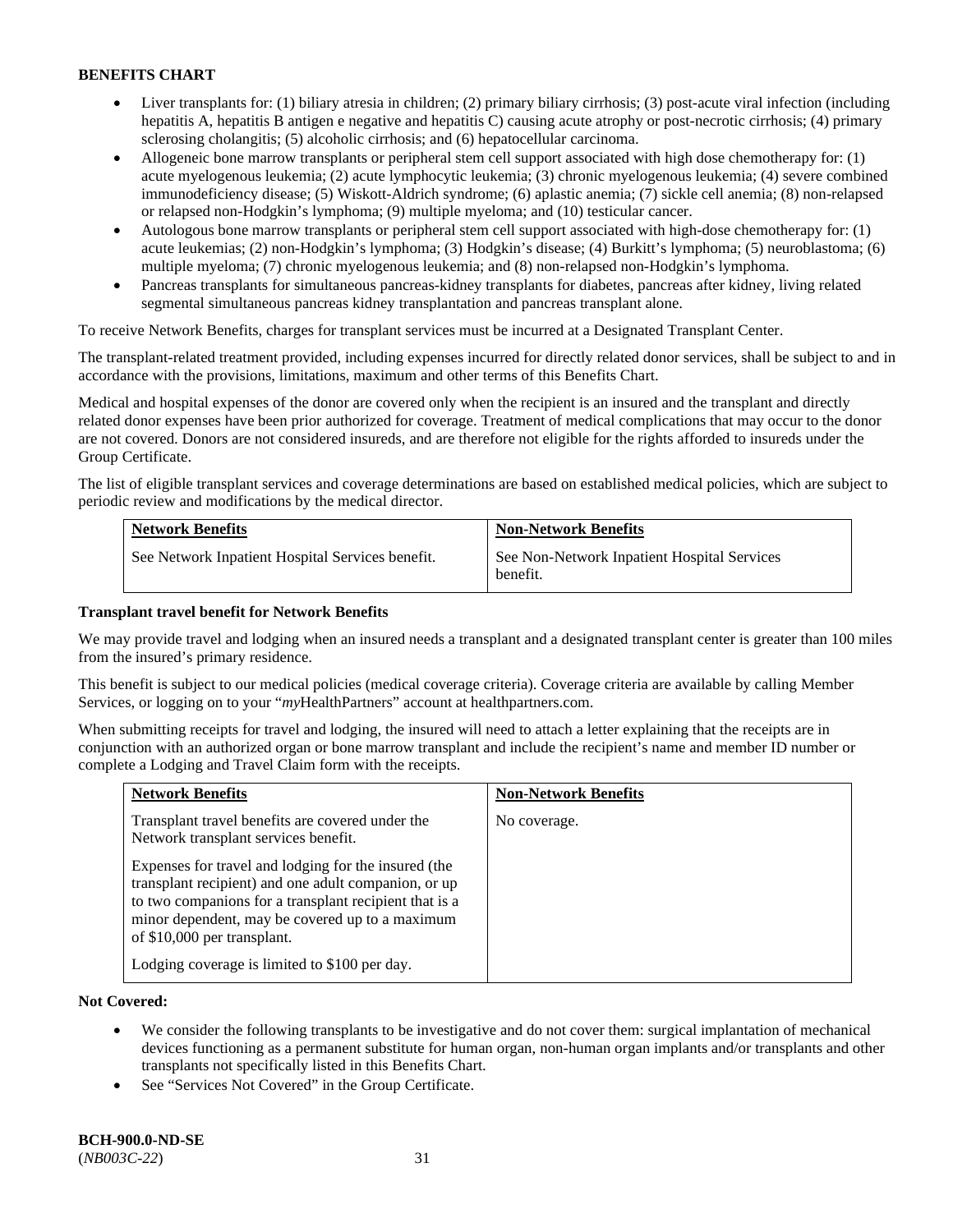**BENEFITS CHART**

- Liver transplants for: (1) biliary atresia in children; (2) primary biliary cirrhosis; (3) post-acute viral infection (including hepatitis A, hepatitis B antigen e negative and hepatitis C) causing acute atrophy or post-necrotic cirrhosis; (4) primary sclerosing cholangitis; (5) alcoholic cirrhosis; and (6) hepatocellular carcinoma.
- Allogeneic bone marrow transplants or peripheral stem cell support associated with high dose chemotherapy for: (1) acute myelogenous leukemia; (2) acute lymphocytic leukemia; (3) chronic myelogenous leukemia; (4) severe combined immunodeficiency disease; (5) Wiskott-Aldrich syndrome; (6) aplastic anemia; (7) sickle cell anemia; (8) non-relapsed or relapsed non-Hodgkin's lymphoma; (9) multiple myeloma; and (10) testicular cancer.
- Autologous bone marrow transplants or peripheral stem cell support associated with high-dose chemotherapy for: (1) acute leukemias; (2) non-Hodgkin's lymphoma; (3) Hodgkin's disease; (4) Burkitt's lymphoma; (5) neuroblastoma; (6) multiple myeloma; (7) chronic myelogenous leukemia; and (8) non-relapsed non-Hodgkin's lymphoma.
- Pancreas transplants for simultaneous pancreas-kidney transplants for diabetes, pancreas after kidney, living related segmental simultaneous pancreas kidney transplantation and pancreas transplant alone.

To receive Network Benefits, charges for transplant services must be incurred at a Designated Transplant Center.

The transplant-related treatment provided, including expenses incurred for directly related donor services, shall be subject to and in accordance with the provisions, limitations, maximum and other terms of this Benefits Chart.

Medical and hospital expenses of the donor are covered only when the recipient is an insured and the transplant and directly related donor expenses have been prior authorized for coverage. Treatment of medical complications that may occur to the donor are not covered. Donors are not considered insureds, and are therefore not eligible for the rights afforded to insureds under the Group Certificate.

The list of eligible transplant services and coverage determinations are based on established medical policies, which are subject to periodic review and modifications by the medical director.

| Network Benefits | Non-Network Benefits |
|---|---|
| See Network Inpatient Hospital Services benefit. | See Non-Network Inpatient Hospital Services benefit. |

**Transplant travel benefit for Network Benefits**

We may provide travel and lodging when an insured needs a transplant and a designated transplant center is greater than 100 miles from the insured's primary residence.

This benefit is subject to our medical policies (medical coverage criteria). Coverage criteria are available by calling Member Services, or logging on to your "*my*HealthPartners" account at healthpartners.com.

When submitting receipts for travel and lodging, the insured will need to attach a letter explaining that the receipts are in conjunction with an authorized organ or bone marrow transplant and include the recipient's name and member ID number or complete a Lodging and Travel Claim form with the receipts.

| Network Benefits | Non-Network Benefits |
|---|---|
| Transplant travel benefits are covered under the Network transplant services benefit.<br><br>Expenses for travel and lodging for the insured (the transplant recipient) and one adult companion, or up to two companions for a transplant recipient that is a minor dependent, may be covered up to a maximum of $10,000 per transplant.<br><br>Lodging coverage is limited to $100 per day. | No coverage. |

**Not Covered:**

- We consider the following transplants to be investigative and do not cover them: surgical implantation of mechanical devices functioning as a permanent substitute for human organ, non-human organ implants and/or transplants and other transplants not specifically listed in this Benefits Chart.
- See "Services Not Covered" in the Group Certificate.

**BCH-900.0-ND-SE**
(*NB003C-22*)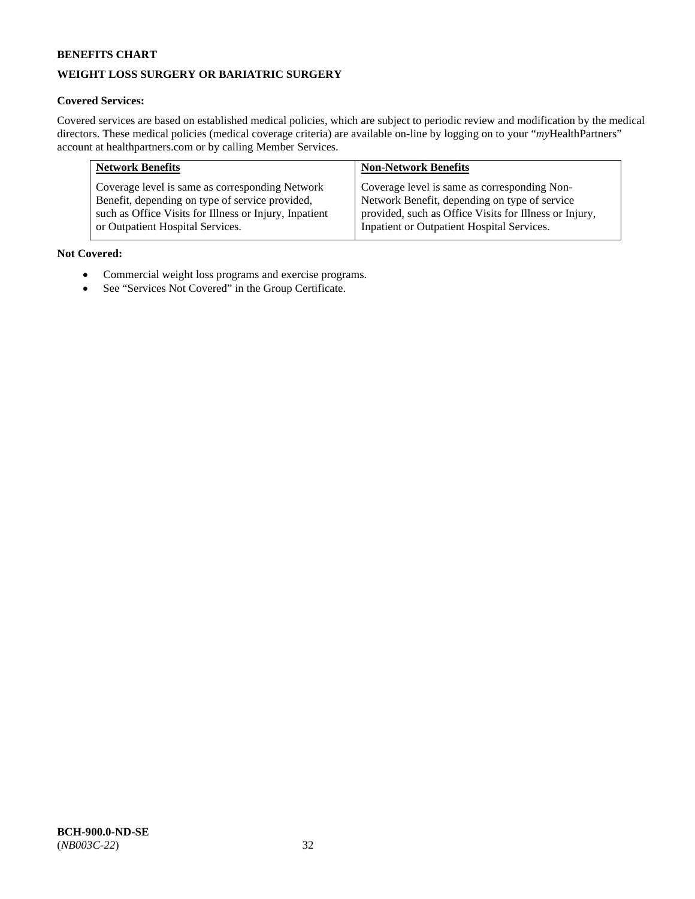**BENEFITS CHART**

**WEIGHT LOSS SURGERY OR BARIATRIC SURGERY**

**Covered Services:**

Covered services are based on established medical policies, which are subject to periodic review and modification by the medical directors. These medical policies (medical coverage criteria) are available on-line by logging on to your "*my*HealthPartners" account at healthpartners.com or by calling Member Services.

| **Network Benefits** | **Non-Network Benefits** |
|---|---|
| Coverage level is same as corresponding Network Benefit, depending on type of service provided, such as Office Visits for Illness or Injury, Inpatient or Outpatient Hospital Services. | Coverage level is same as corresponding Non-Network Benefit, depending on type of service provided, such as Office Visits for Illness or Injury, Inpatient or Outpatient Hospital Services. |

**Not Covered:**

- Commercial weight loss programs and exercise programs.
- See "Services Not Covered" in the Group Certificate.

**BCH-900.0-ND-SE**
(*NB003C-22*)